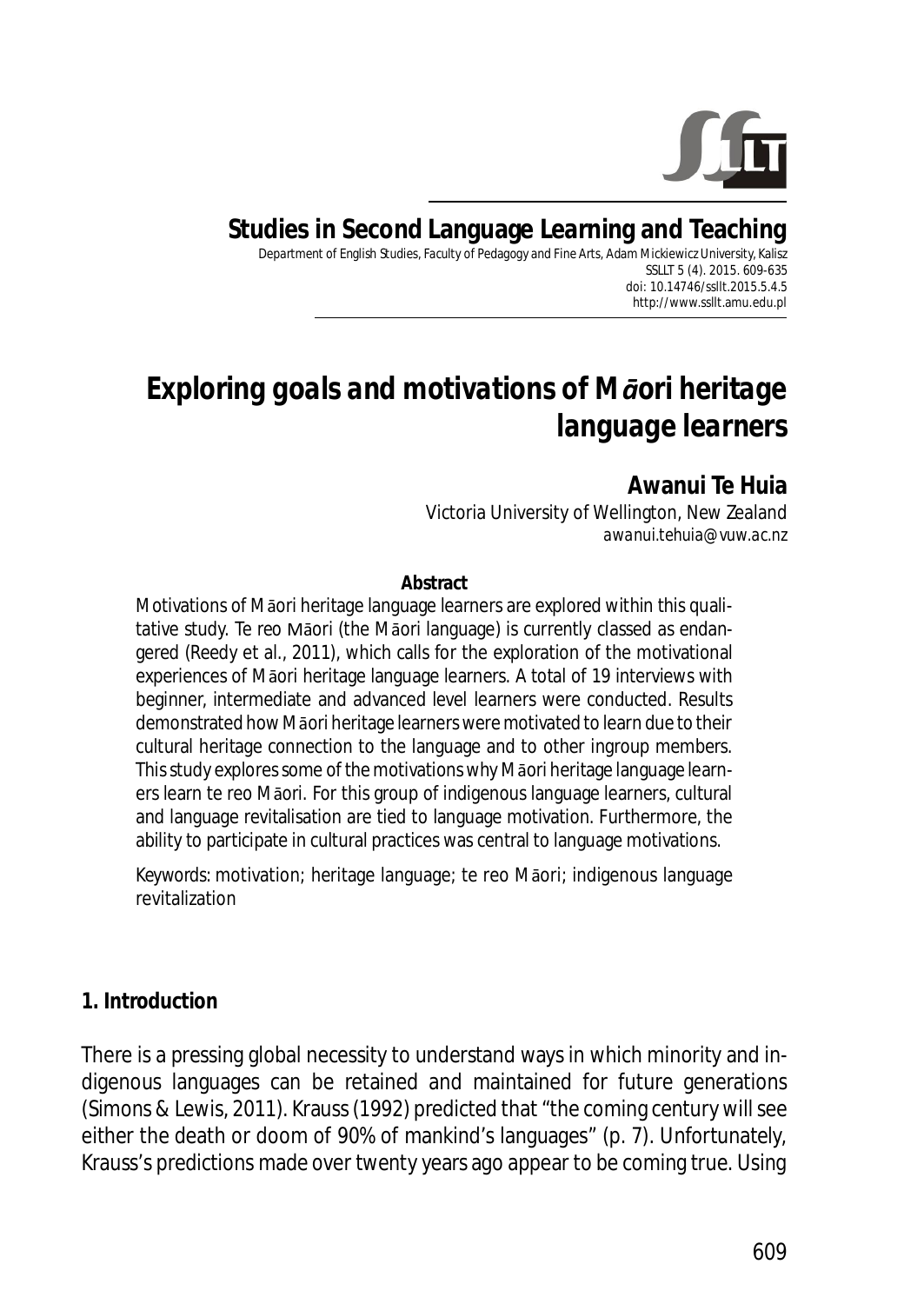# Studies in Second Language Learning and Teaching

Department of English Studies, Faculty of Pedagogy and Fine Arts, Adam Mickiewicz University, Kalisz
SSLLT 5 (4). 2015. 609-635
doi: 10.14746/ssllt.2015.5.4.5
http://www.ssllt.amu.edu.pl

# *Exploring goals and motivations of Māori heritage language learners*

**Awanui Te Huia**
Victoria University of Wellington, New Zealand
*awanui.tehuia@vuw.ac.nz*

**Abstract**

Motivations of Māori heritage language learners are explored within this qualitative study. Te reo Māori (the Māori language) is currently classed as endangered (Reedy et al., 2011), which calls for the exploration of the motivational experiences of Māori heritage language learners. A total of 19 interviews with beginner, intermediate and advanced level learners were conducted. Results demonstrated how Māori heritage learners were motivated to learn due to their cultural heritage connection to the language and to other ingroup members. This study explores some of the motivations why Māori heritage language learners learn te reo Māori. For this group of indigenous language learners, cultural and language revitalisation are tied to language motivation. Furthermore, the ability to participate in cultural practices was central to language motivations.

*Keywords*: motivation; heritage language; te reo Māori; indigenous language revitalization

## 1. Introduction

There is a pressing global necessity to understand ways in which minority and indigenous languages can be retained and maintained for future generations (Simons & Lewis, 2011). Krauss (1992) predicted that "the coming century will see either the death or doom of 90% of mankind's languages" (p. 7). Unfortunately, Krauss's predictions made over twenty years ago appear to be coming true. Using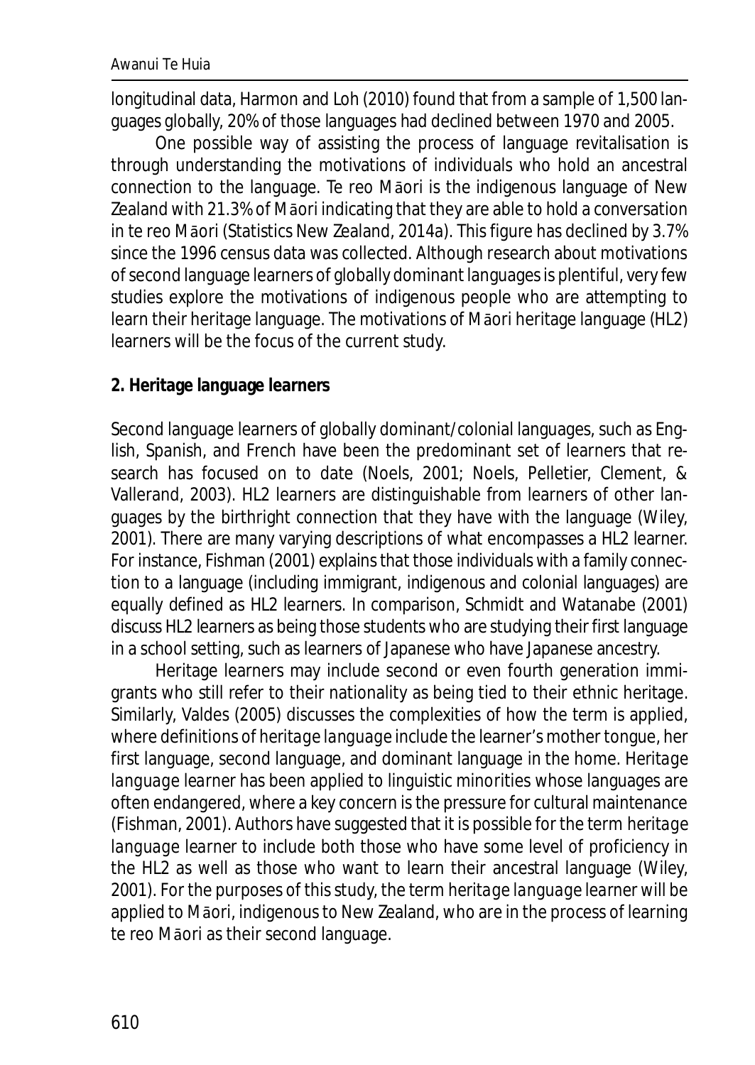longitudinal data, Harmon and Loh (2010) found that from a sample of 1,500 languages globally, 20% of those languages had declined between 1970 and 2005.

One possible way of assisting the process of language revitalisation is through understanding the motivations of individuals who hold an ancestral connection to the language. Te reo Māori is the indigenous language of New Zealand with 21.3% of Māori indicating that they are able to hold a conversation in te reo Māori (Statistics New Zealand, 2014a). This figure has declined by 3.7% since the 1996 census data was collected. Although research about motivations of second language learners of globally dominant languages is plentiful, very few studies explore the motivations of indigenous people who are attempting to learn their heritage language. The motivations of Māori heritage language (HL2) learners will be the focus of the current study.

## 2. Heritage language learners

Second language learners of globally dominant/colonial languages, such as English, Spanish, and French have been the predominant set of learners that research has focused on to date (Noels, 2001; Noels, Pelletier, Clement, & Vallerand, 2003). HL2 learners are distinguishable from learners of other languages by the birthright connection that they have with the language (Wiley, 2001). There are many varying descriptions of what encompasses a HL2 learner. For instance, Fishman (2001) explains that those individuals with a family connection to a language (including immigrant, indigenous and colonial languages) are equally defined as HL2 learners. In comparison, Schmidt and Watanabe (2001) discuss HL2 learners as being those students who are studying their first language in a school setting, such as learners of Japanese who have Japanese ancestry.

Heritage learners may include second or even fourth generation immigrants who still refer to their nationality as being tied to their ethnic heritage. Similarly, Valdes (2005) discusses the complexities of how the term is applied, where definitions of *heritage language* include the learner's mother tongue, her first language, second language, and dominant language in the home. *Heritage language learner* has been applied to linguistic minorities whose languages are often endangered, where a key concern is the pressure for cultural maintenance (Fishman, 2001). Authors have suggested that it is possible for the term *heritage language learner* to include both those who have some level of proficiency in the HL2 as well as those who want to learn their ancestral language (Wiley, 2001). For the purposes of this study, the term *heritage language learner* will be applied to Māori, indigenous to New Zealand, who are in the process of learning te reo Māori as their second language.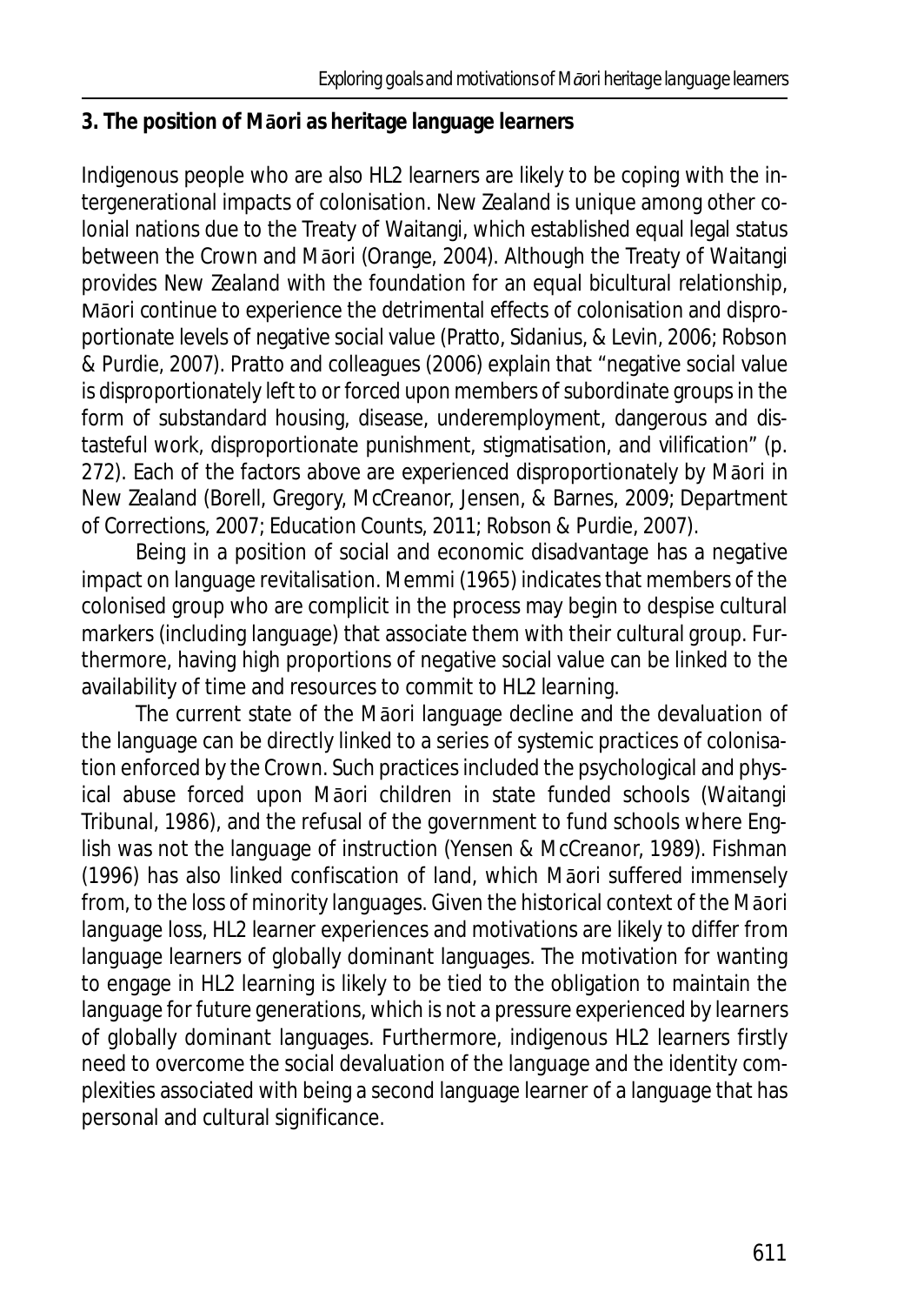## 3. The position of Māori as heritage language learners

Indigenous people who are also HL2 learners are likely to be coping with the intergenerational impacts of colonisation. New Zealand is unique among other colonial nations due to the Treaty of Waitangi, which established equal legal status between the Crown and Māori (Orange, 2004). Although the Treaty of Waitangi provides New Zealand with the foundation for an equal bicultural relationship, Māori continue to experience the detrimental effects of colonisation and disproportionate levels of negative social value (Pratto, Sidanius, & Levin, 2006; Robson & Purdie, 2007). Pratto and colleagues (2006) explain that "negative social value is disproportionately left to or forced upon members of subordinate groups in the form of substandard housing, disease, underemployment, dangerous and distasteful work, disproportionate punishment, stigmatisation, and vilification" (p. 272). Each of the factors above are experienced disproportionately by Māori in New Zealand (Borell, Gregory, McCreanor, Jensen, & Barnes, 2009; Department of Corrections, 2007; Education Counts, 2011; Robson & Purdie, 2007).

Being in a position of social and economic disadvantage has a negative impact on language revitalisation. Memmi (1965) indicates that members of the colonised group who are complicit in the process may begin to despise cultural markers (including language) that associate them with their cultural group. Furthermore, having high proportions of negative social value can be linked to the availability of time and resources to commit to HL2 learning.

The current state of the Māori language decline and the devaluation of the language can be directly linked to a series of systemic practices of colonisation enforced by the Crown. Such practices included the psychological and physical abuse forced upon Māori children in state funded schools (Waitangi Tribunal, 1986), and the refusal of the government to fund schools where English was not the language of instruction (Yensen & McCreanor, 1989). Fishman (1996) has also linked confiscation of land, which Māori suffered immensely from, to the loss of minority languages. Given the historical context of the Māori language loss, HL2 learner experiences and motivations are likely to differ from language learners of globally dominant languages. The motivation for wanting to engage in HL2 learning is likely to be tied to the obligation to maintain the language for future generations, which is not a pressure experienced by learners of globally dominant languages. Furthermore, indigenous HL2 learners firstly need to overcome the social devaluation of the language and the identity complexities associated with being a second language learner of a language that has personal and cultural significance.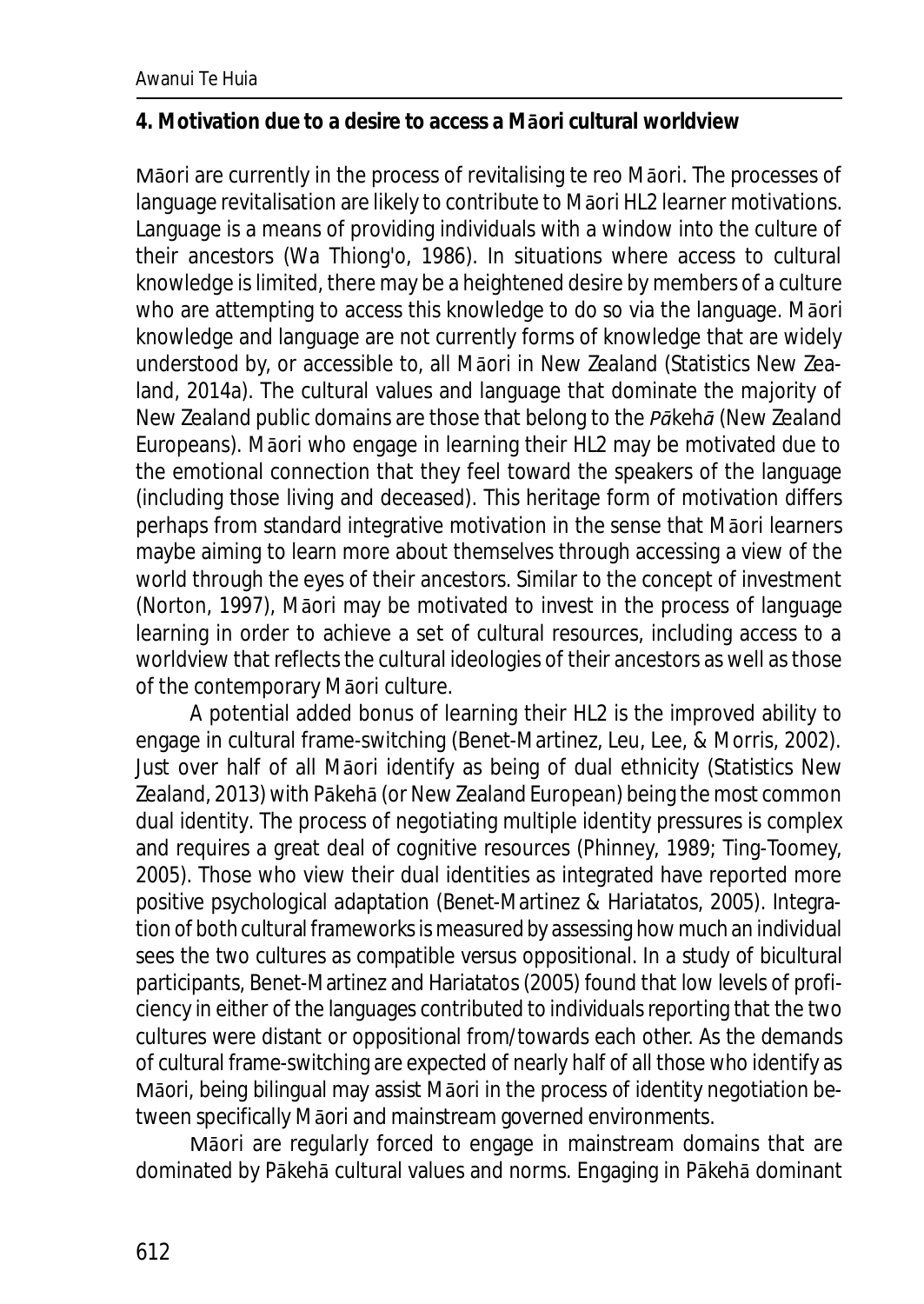**4. Motivation due to a desire to access a Māori cultural worldview**

Māori are currently in the process of revitalising te reo Māori. The processes of language revitalisation are likely to contribute to Māori HL2 learner motivations. Language is a means of providing individuals with a window into the culture of their ancestors (Wa Thiong'o, 1986). In situations where access to cultural knowledge is limited, there may be a heightened desire by members of a culture who are attempting to access this knowledge to do so via the language. Māori knowledge and language are not currently forms of knowledge that are widely understood by, or accessible to, all Māori in New Zealand (Statistics New Zealand, 2014a). The cultural values and language that dominate the majority of New Zealand public domains are those that belong to the *Pākehā* (New Zealand Europeans). Māori who engage in learning their HL2 may be motivated due to the emotional connection that they feel toward the speakers of the language (including those living and deceased). This heritage form of motivation differs perhaps from standard integrative motivation in the sense that Māori learners maybe aiming to learn more about themselves through accessing a view of the world through the eyes of their ancestors. Similar to the concept of investment (Norton, 1997), Māori may be motivated to invest in the process of language learning in order to achieve a set of cultural resources, including access to a worldview that reflects the cultural ideologies of their ancestors as well as those of the contemporary Māori culture.

A potential added bonus of learning their HL2 is the improved ability to engage in cultural frame-switching (Benet-Martinez, Leu, Lee, & Morris, 2002). Just over half of all Māori identify as being of dual ethnicity (Statistics New Zealand, 2013) with Pākehā (or New Zealand European) being the most common dual identity. The process of negotiating multiple identity pressures is complex and requires a great deal of cognitive resources (Phinney, 1989; Ting-Toomey, 2005). Those who view their dual identities as integrated have reported more positive psychological adaptation (Benet-Martinez & Hariatatos, 2005). Integration of both cultural frameworks is measured by assessing how much an individual sees the two cultures as compatible versus oppositional. In a study of bicultural participants, Benet-Martinez and Hariatatos (2005) found that low levels of proficiency in either of the languages contributed to individuals reporting that the two cultures were distant or oppositional from/towards each other. As the demands of cultural frame-switching are expected of nearly half of all those who identify as Māori, being bilingual may assist Māori in the process of identity negotiation between specifically Māori and mainstream governed environments.

Māori are regularly forced to engage in mainstream domains that are dominated by Pākehā cultural values and norms. Engaging in Pākehā dominant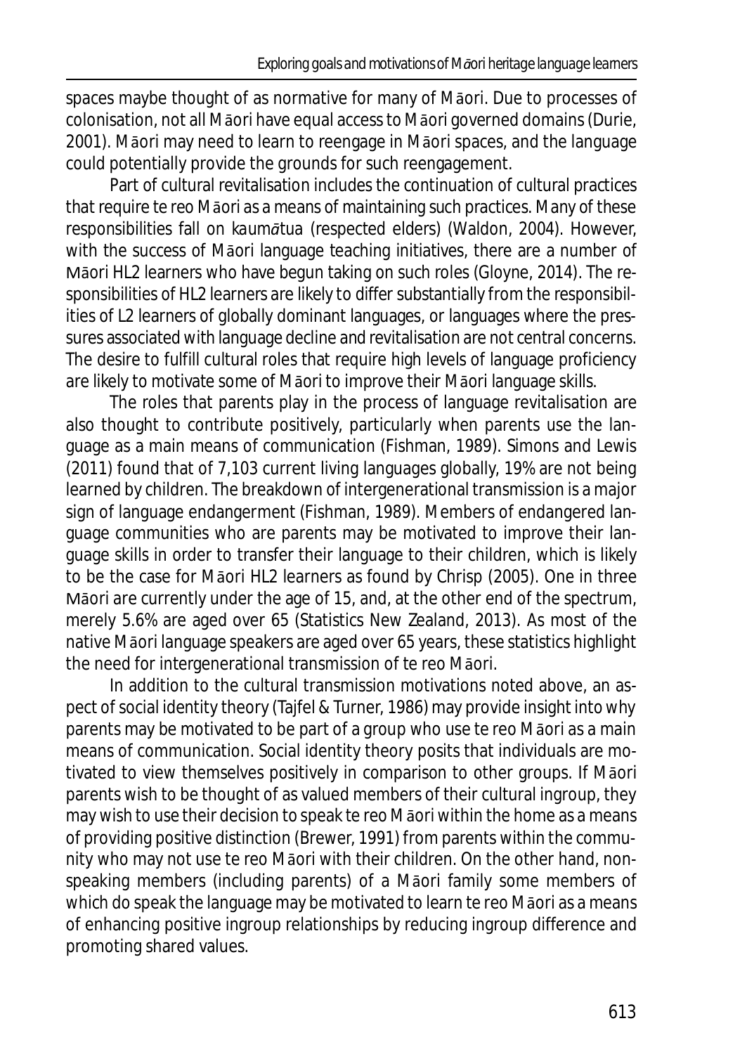spaces maybe thought of as normative for many of Māori. Due to processes of colonisation, not all Māori have equal access to Māori governed domains (Durie, 2001). Māori may need to learn to reengage in Māori spaces, and the language could potentially provide the grounds for such reengagement.

Part of cultural revitalisation includes the continuation of cultural practices that require te reo Māori as a means of maintaining such practices. Many of these responsibilities fall on *kaumātua* (respected elders) (Waldon, 2004). However, with the success of Māori language teaching initiatives, there are a number of Māori HL2 learners who have begun taking on such roles (Gloyne, 2014). The responsibilities of HL2 learners are likely to differ substantially from the responsibilities of L2 learners of globally dominant languages, or languages where the pressures associated with language decline and revitalisation are not central concerns. The desire to fulfill cultural roles that require high levels of language proficiency are likely to motivate some of Māori to improve their Māori language skills.

The roles that parents play in the process of language revitalisation are also thought to contribute positively, particularly when parents use the language as a main means of communication (Fishman, 1989). Simons and Lewis (2011) found that of 7,103 current living languages globally, 19% are not being learned by children. The breakdown of intergenerational transmission is a major sign of language endangerment (Fishman, 1989). Members of endangered language communities who are parents may be motivated to improve their language skills in order to transfer their language to their children, which is likely to be the case for Māori HL2 learners as found by Chrisp (2005). One in three Māori are currently under the age of 15, and, at the other end of the spectrum, merely 5.6% are aged over 65 (Statistics New Zealand, 2013). As most of the native Māori language speakers are aged over 65 years, these statistics highlight the need for intergenerational transmission of te reo Māori.

In addition to the cultural transmission motivations noted above, an aspect of social identity theory (Tajfel & Turner, 1986) may provide insight into why parents may be motivated to be part of a group who use te reo Māori as a main means of communication. Social identity theory posits that individuals are motivated to view themselves positively in comparison to other groups. If Māori parents wish to be thought of as valued members of their cultural ingroup, they may wish to use their decision to speak te reo Māori within the home as a means of providing positive distinction (Brewer, 1991) from parents within the community who may not use te reo Māori with their children. On the other hand, non-speaking members (including parents) of a Māori family some members of which do speak the language may be motivated to learn te reo Māori as a means of enhancing positive ingroup relationships by reducing ingroup difference and promoting shared values.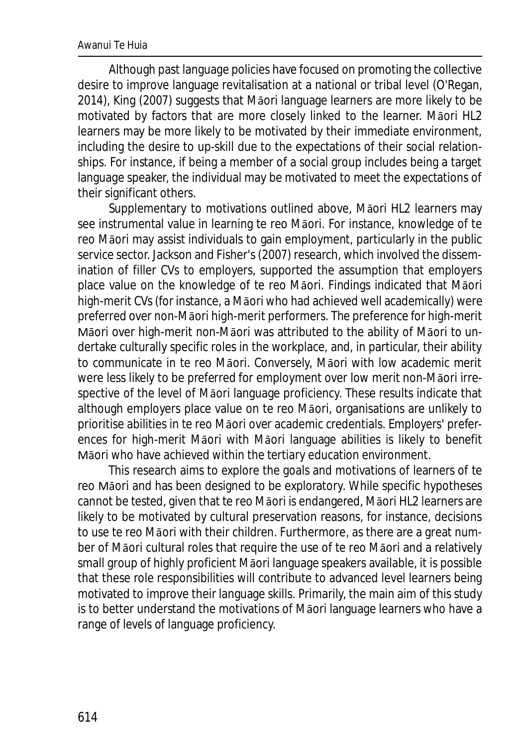Although past language policies have focused on promoting the collective desire to improve language revitalisation at a national or tribal level (O'Regan, 2014), King (2007) suggests that Māori language learners are more likely to be motivated by factors that are more closely linked to the learner. Māori HL2 learners may be more likely to be motivated by their immediate environment, including the desire to up-skill due to the expectations of their social relationships. For instance, if being a member of a social group includes being a target language speaker, the individual may be motivated to meet the expectations of their significant others.

Supplementary to motivations outlined above, Māori HL2 learners may see instrumental value in learning te reo Māori. For instance, knowledge of te reo Māori may assist individuals to gain employment, particularly in the public service sector. Jackson and Fisher's (2007) research, which involved the dissemination of filler CVs to employers, supported the assumption that employers place value on the knowledge of te reo Māori. Findings indicated that Māori high-merit CVs (for instance, a Māori who had achieved well academically) were preferred over non-Māori high-merit performers. The preference for high-merit Māori over high-merit non-Māori was attributed to the ability of Māori to undertake culturally specific roles in the workplace, and, in particular, their ability to communicate in te reo Māori. Conversely, Māori with low academic merit were less likely to be preferred for employment over low merit non-Māori irrespective of the level of Māori language proficiency. These results indicate that although employers place value on te reo Māori, organisations are unlikely to prioritise abilities in te reo Māori over academic credentials. Employers' preferences for high-merit Māori with Māori language abilities is likely to benefit Māori who have achieved within the tertiary education environment.

This research aims to explore the goals and motivations of learners of te reo Māori and has been designed to be exploratory. While specific hypotheses cannot be tested, given that te reo Māori is endangered, Māori HL2 learners are likely to be motivated by cultural preservation reasons, for instance, decisions to use te reo Māori with their children. Furthermore, as there are a great number of Māori cultural roles that require the use of te reo Māori and a relatively small group of highly proficient Māori language speakers available, it is possible that these role responsibilities will contribute to advanced level learners being motivated to improve their language skills. Primarily, the main aim of this study is to better understand the motivations of Māori language learners who have a range of levels of language proficiency.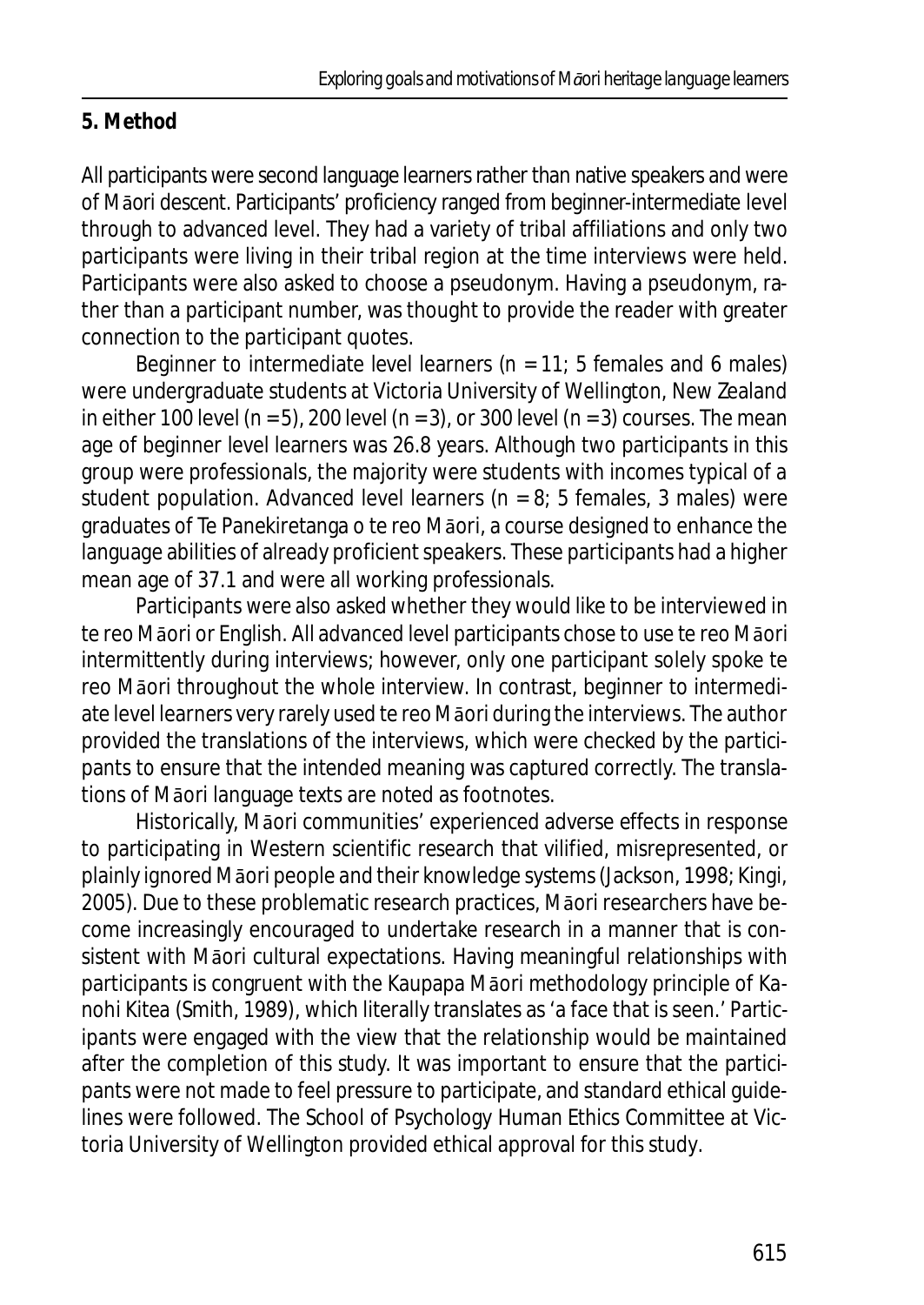## 5. Method

All participants were second language learners rather than native speakers and were of Māori descent. Participants' proficiency ranged from beginner-intermediate level through to advanced level. They had a variety of tribal affiliations and only two participants were living in their tribal region at the time interviews were held. Participants were also asked to choose a pseudonym. Having a pseudonym, rather than a participant number, was thought to provide the reader with greater connection to the participant quotes.

Beginner to intermediate level learners ($n = 11$; 5 females and 6 males) were undergraduate students at Victoria University of Wellington, New Zealand in either 100 level ($n = 5$), 200 level ($n = 3$), or 300 level ($n = 3$) courses. The mean age of beginner level learners was 26.8 years. Although two participants in this group were professionals, the majority were students with incomes typical of a student population. Advanced level learners ($n = 8$; 5 females, 3 males) were graduates of Te Panekiretanga o te reo Māori, a course designed to enhance the language abilities of already proficient speakers. These participants had a higher mean age of 37.1 and were all working professionals.

Participants were also asked whether they would like to be interviewed in te reo Māori or English. All advanced level participants chose to use te reo Māori intermittently during interviews; however, only one participant solely spoke te reo Māori throughout the whole interview. In contrast, beginner to intermediate level learners very rarely used te reo Māori during the interviews. The author provided the translations of the interviews, which were checked by the participants to ensure that the intended meaning was captured correctly. The translations of Māori language texts are noted as footnotes.

Historically, Māori communities' experienced adverse effects in response to participating in Western scientific research that vilified, misrepresented, or plainly ignored Māori people and their knowledge systems (Jackson, 1998; Kingi, 2005). Due to these problematic research practices, Māori researchers have become increasingly encouraged to undertake research in a manner that is consistent with Māori cultural expectations. Having meaningful relationships with participants is congruent with the Kaupapa Māori methodology principle of Kanohi Kitea (Smith, 1989), which literally translates as 'a face that is seen.' Participants were engaged with the view that the relationship would be maintained after the completion of this study. It was important to ensure that the participants were not made to feel pressure to participate, and standard ethical guidelines were followed. The School of Psychology Human Ethics Committee at Victoria University of Wellington provided ethical approval for this study.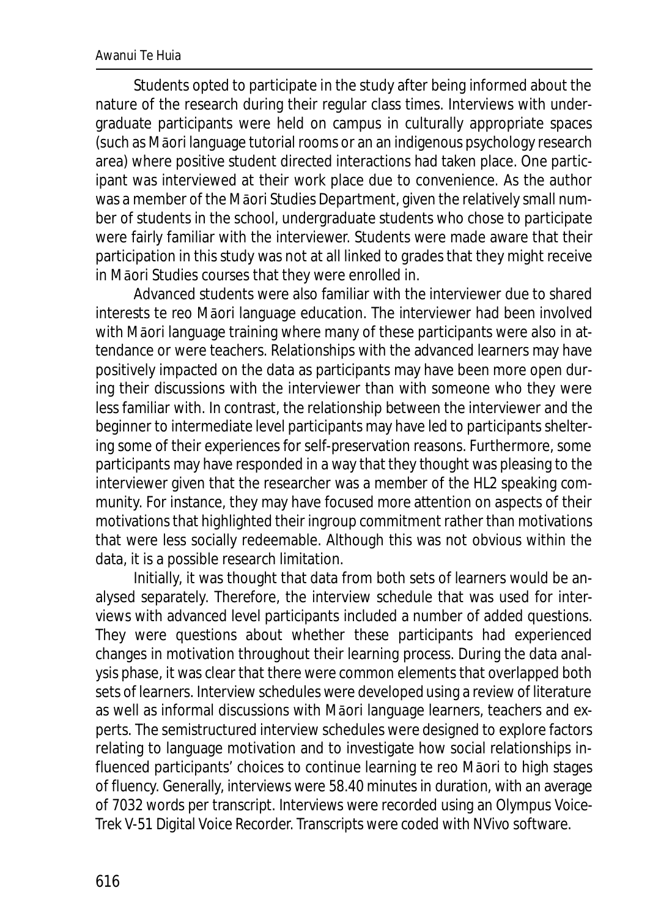Students opted to participate in the study after being informed about the nature of the research during their regular class times. Interviews with undergraduate participants were held on campus in culturally appropriate spaces (such as Māori language tutorial rooms or an an indigenous psychology research area) where positive student directed interactions had taken place. One participant was interviewed at their work place due to convenience. As the author was a member of the Māori Studies Department, given the relatively small number of students in the school, undergraduate students who chose to participate were fairly familiar with the interviewer. Students were made aware that their participation in this study was not at all linked to grades that they might receive in Māori Studies courses that they were enrolled in.

Advanced students were also familiar with the interviewer due to shared interests te reo Māori language education. The interviewer had been involved with Māori language training where many of these participants were also in attendance or were teachers. Relationships with the advanced learners may have positively impacted on the data as participants may have been more open during their discussions with the interviewer than with someone who they were less familiar with. In contrast, the relationship between the interviewer and the beginner to intermediate level participants may have led to participants sheltering some of their experiences for self-preservation reasons. Furthermore, some participants may have responded in a way that they thought was pleasing to the interviewer given that the researcher was a member of the HL2 speaking community. For instance, they may have focused more attention on aspects of their motivations that highlighted their ingroup commitment rather than motivations that were less socially redeemable. Although this was not obvious within the data, it is a possible research limitation.

Initially, it was thought that data from both sets of learners would be analysed separately. Therefore, the interview schedule that was used for interviews with advanced level participants included a number of added questions. They were questions about whether these participants had experienced changes in motivation throughout their learning process. During the data analysis phase, it was clear that there were common elements that overlapped both sets of learners. Interview schedules were developed using a review of literature as well as informal discussions with Māori language learners, teachers and experts. The semistructured interview schedules were designed to explore factors relating to language motivation and to investigate how social relationships influenced participants' choices to continue learning te reo Māori to high stages of fluency. Generally, interviews were 58.40 minutes in duration, with an average of 7032 words per transcript. Interviews were recorded using an Olympus Voice-Trek V-51 Digital Voice Recorder. Transcripts were coded with NVivo software.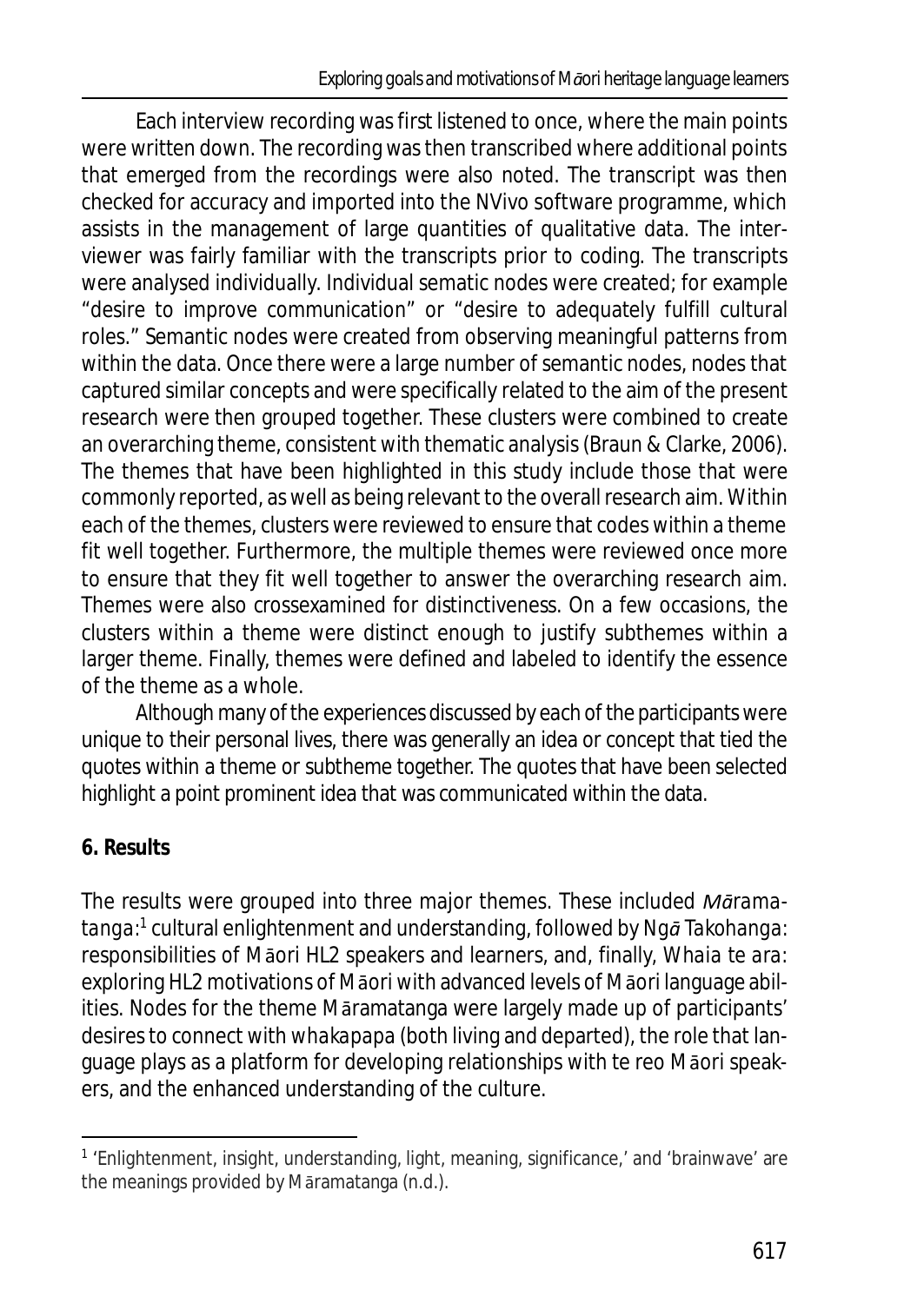Each interview recording was first listened to once, where the main points were written down. The recording was then transcribed where additional points that emerged from the recordings were also noted. The transcript was then checked for accuracy and imported into the NVivo software programme, which assists in the management of large quantities of qualitative data. The interviewer was fairly familiar with the transcripts prior to coding. The transcripts were analysed individually. Individual sematic nodes were created; for example "desire to improve communication" or "desire to adequately fulfill cultural roles." Semantic nodes were created from observing meaningful patterns from within the data. Once there were a large number of semantic nodes, nodes that captured similar concepts and were specifically related to the aim of the present research were then grouped together. These clusters were combined to create an overarching theme, consistent with thematic analysis (Braun & Clarke, 2006). The themes that have been highlighted in this study include those that were commonly reported, as well as being relevant to the overall research aim. Within each of the themes, clusters were reviewed to ensure that codes within a theme fit well together. Furthermore, the multiple themes were reviewed once more to ensure that they fit well together to answer the overarching research aim. Themes were also crossexamined for distinctiveness. On a few occasions, the clusters within a theme were distinct enough to justify subthemes within a larger theme. Finally, themes were defined and labeled to identify the essence of the theme as a whole.

Although many of the experiences discussed by each of the participants were unique to their personal lives, there was generally an idea or concept that tied the quotes within a theme or subtheme together. The quotes that have been selected highlight a point prominent idea that was communicated within the data.

## 6. Results

The results were grouped into three major themes. These included *Māramatanga*:[1] cultural enlightenment and understanding, followed by *Ngā Takohanga*: responsibilities of Māori HL2 speakers and learners, and, finally, *Whaia te ara*: exploring HL2 motivations of Māori with advanced levels of Māori language abilities. Nodes for the theme Māramatanga were largely made up of participants' desires to connect with *whakapapa* (both living and departed), the role that language plays as a platform for developing relationships with te reo Māori speakers, and the enhanced understanding of the culture.

---

[1] 'Enlightenment, insight, understanding, light, meaning, significance,' and 'brainwave' are the meanings provided by Māramatanga (n.d.).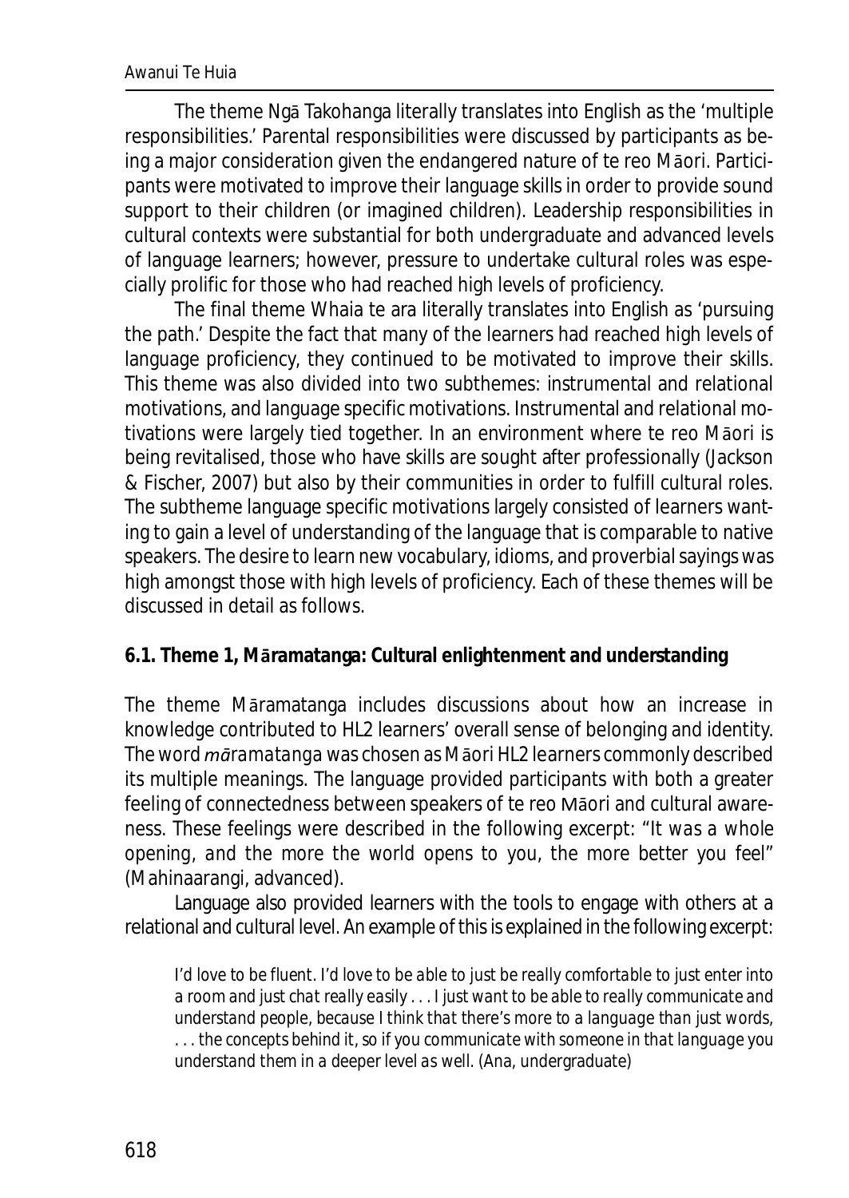The theme Ngā Takohanga literally translates into English as the 'multiple responsibilities.' Parental responsibilities were discussed by participants as being a major consideration given the endangered nature of te reo Māori. Participants were motivated to improve their language skills in order to provide sound support to their children (or imagined children). Leadership responsibilities in cultural contexts were substantial for both undergraduate and advanced levels of language learners; however, pressure to undertake cultural roles was especially prolific for those who had reached high levels of proficiency.

The final theme Whaia te ara literally translates into English as 'pursuing the path.' Despite the fact that many of the learners had reached high levels of language proficiency, they continued to be motivated to improve their skills. This theme was also divided into two subthemes: instrumental and relational motivations, and language specific motivations. Instrumental and relational motivations were largely tied together. In an environment where te reo Māori is being revitalised, those who have skills are sought after professionally (Jackson & Fischer, 2007) but also by their communities in order to fulfill cultural roles. The subtheme language specific motivations largely consisted of learners wanting to gain a level of understanding of the language that is comparable to native speakers. The desire to learn new vocabulary, idioms, and proverbial sayings was high amongst those with high levels of proficiency. Each of these themes will be discussed in detail as follows.

### 6.1. Theme 1, Māramatanga: Cultural enlightenment and understanding

The theme Māramatanga includes discussions about how an increase in knowledge contributed to HL2 learners' overall sense of belonging and identity. The word *māramatanga* was chosen as Māori HL2 learners commonly described its multiple meanings. The language provided participants with both a greater feeling of connectedness between speakers of te reo Māori and cultural awareness. These feelings were described in the following excerpt: "*It was a whole opening, and the more the world opens to you, the more better you feel*" (Mahinaarangi, advanced).

Language also provided learners with the tools to engage with others at a relational and cultural level. An example of this is explained in the following excerpt:

> *I'd love to be fluent. I'd love to be able to just be really comfortable to just enter into a room and just chat really easily . . . I just want to be able to really communicate and understand people, because I think that there's more to a language than just words, . . . the concepts behind it, so if you communicate with someone in that language you understand them in a deeper level as well.* (Ana, undergraduate)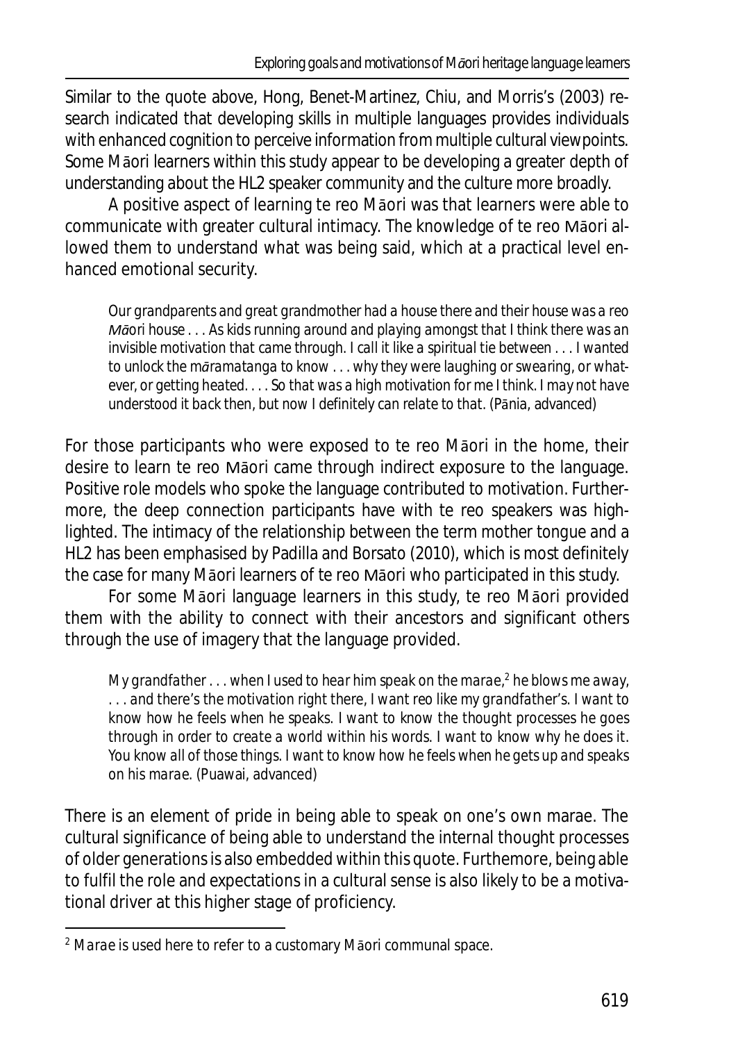Similar to the quote above, Hong, Benet-Martinez, Chiu, and Morris's (2003) research indicated that developing skills in multiple languages provides individuals with enhanced cognition to perceive information from multiple cultural viewpoints. Some Māori learners within this study appear to be developing a greater depth of understanding about the HL2 speaker community and the culture more broadly.

A positive aspect of learning te reo Māori was that learners were able to communicate with greater cultural intimacy. The knowledge of te reo Māori allowed them to understand what was being said, which at a practical level enhanced emotional security.

> *Our grandparents and great grandmother had a house there and their house was a reo Māori house . . . As kids running around and playing amongst that I think there was an invisible motivation that came through. I call it like a spiritual tie between . . . I wanted to unlock the māramatanga to know . . . why they were laughing or swearing, or whatever, or getting heated. . . . So that was a high motivation for me I think. I may not have understood it back then, but now I definitely can relate to that.* (Pānia, advanced)

For those participants who were exposed to te reo Māori in the home, their desire to learn te reo Māori came through indirect exposure to the language. Positive role models who spoke the language contributed to motivation. Furthermore, the deep connection participants have with te reo speakers was highlighted. The intimacy of the relationship between the term mother tongue and a HL2 has been emphasised by Padilla and Borsato (2010), which is most definitely the case for many Māori learners of te reo Māori who participated in this study.

For some Māori language learners in this study, te reo Māori provided them with the ability to connect with their ancestors and significant others through the use of imagery that the language provided.

> *My grandfather . . . when I used to hear him speak on the marae,*[2] *he blows me away, . . . and there's the motivation right there, I want reo like my grandfather's. I want to know how he feels when he speaks. I want to know the thought processes he goes through in order to create a world within his words. I want to know why he does it. You know all of those things. I want to know how he feels when he gets up and speaks on his marae.* (Puawai, advanced)

There is an element of pride in being able to speak on one's own marae. The cultural significance of being able to understand the internal thought processes of older generations is also embedded within this quote. Furthemore, being able to fulfil the role and expectations in a cultural sense is also likely to be a motivational driver at this higher stage of proficiency.

[2] *Marae* is used here to refer to a customary Māori communal space.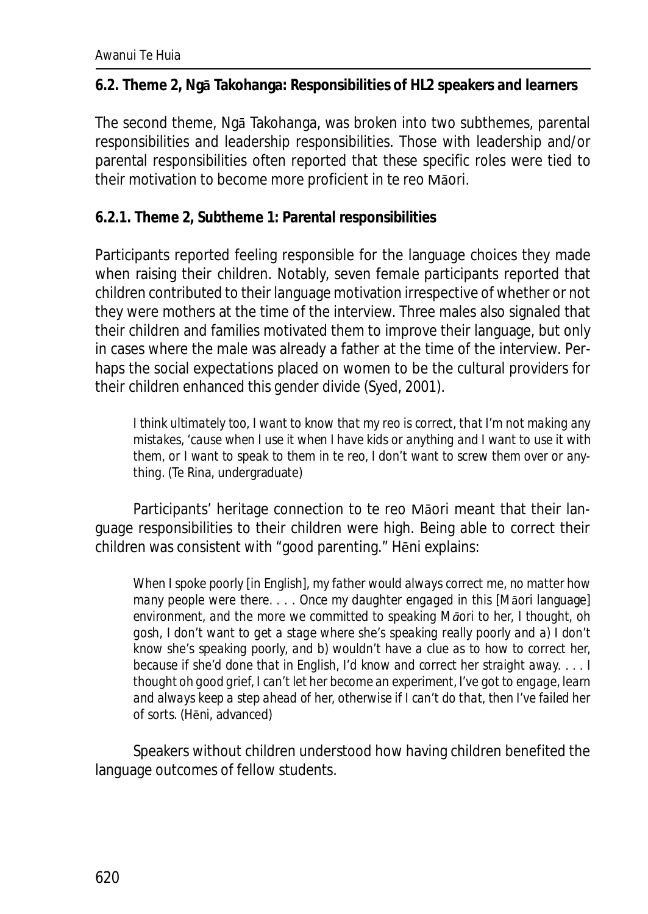### 6.2. Theme 2, Ngā Takohanga: Responsibilities of HL2 speakers and learners

The second theme, Ngā Takohanga, was broken into two subthemes, parental responsibilities and leadership responsibilities. Those with leadership and/or parental responsibilities often reported that these specific roles were tied to their motivation to become more proficient in te reo Māori.

#### 6.2.1. Theme 2, Subtheme 1: Parental responsibilities

Participants reported feeling responsible for the language choices they made when raising their children. Notably, seven female participants reported that children contributed to their language motivation irrespective of whether or not they were mothers at the time of the interview. Three males also signaled that their children and families motivated them to improve their language, but only in cases where the male was already a father at the time of the interview. Perhaps the social expectations placed on women to be the cultural providers for their children enhanced this gender divide (Syed, 2001).

> *I think ultimately too, I want to know that my reo is correct, that I'm not making any mistakes, 'cause when I use it when I have kids or anything and I want to use it with them, or I want to speak to them in te reo, I don't want to screw them over or anything.* (Te Rina, undergraduate)

Participants' heritage connection to te reo Māori meant that their language responsibilities to their children were high. Being able to correct their children was consistent with "good parenting." Hēni explains:

> *When I spoke poorly [in English], my father would always correct me, no matter how many people were there. . . . Once my daughter engaged in this [Māori language] environment, and the more we committed to speaking Māori to her, I thought, oh gosh, I don't want to get a stage where she's speaking really poorly and a) I don't know she's speaking poorly, and b) wouldn't have a clue as to how to correct her, because if she'd done that in English, I'd know and correct her straight away. . . . I thought oh good grief, I can't let her become an experiment, I've got to engage, learn and always keep a step ahead of her, otherwise if I can't do that, then I've failed her of sorts.* (Hēni, advanced)

Speakers without children understood how having children benefited the language outcomes of fellow students.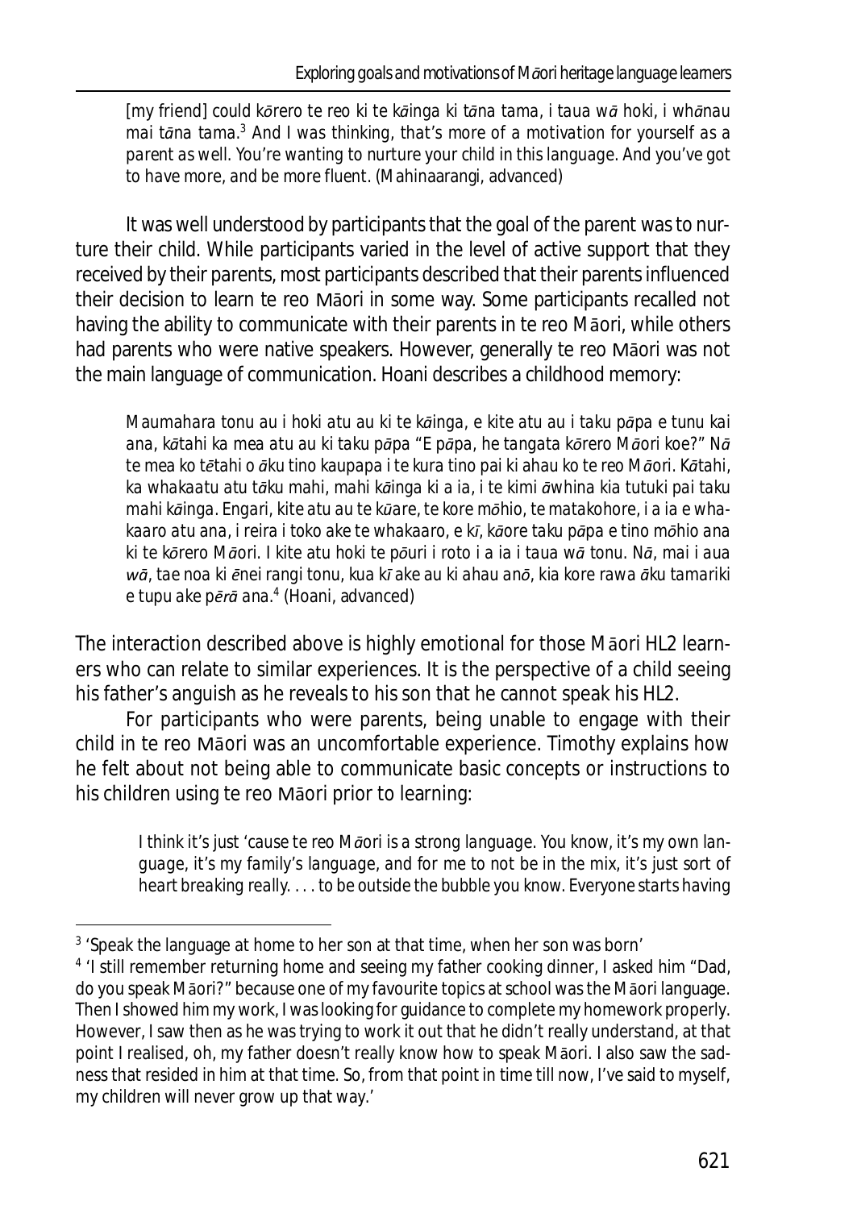*[my friend] could kōrero te reo ki te kāinga ki tāna tama, i taua wā hoki, i whānau mai tāna tama.*[3] *And I was thinking, that's more of a motivation for yourself as a parent as well. You're wanting to nurture your child in this language. And you've got to have more, and be more fluent.* (Mahinaarangi, advanced)

It was well understood by participants that the goal of the parent was to nurture their child. While participants varied in the level of active support that they received by their parents, most participants described that their parents influenced their decision to learn te reo Māori in some way. Some participants recalled not having the ability to communicate with their parents in te reo Māori, while others had parents who were native speakers. However, generally te reo Māori was not the main language of communication. Hoani describes a childhood memory:

> *Maumahara tonu au i hoki atu au ki te kāinga, e kite atu au i taku pāpa e tunu kai ana, kātahi ka mea atu au ki taku pāpa "E pāpa, he tangata kōrero Māori koe?" Nā te mea ko tētahi o āku tino kaupapa i te kura tino pai ki ahau ko te reo Māori. Kātahi, ka whakaatu atu tāku mahi, mahi kāinga ki a ia, i te kimi āwhina kia tutuki pai taku mahi kāinga. Engari, kite atu au te kūare, te kore mōhio, te matakohore, i a ia e whakaaro atu ana, i reira i toko ake te whakaaro, e kī, kāore taku pāpa e tino mōhio ana ki te kōrero Māori. I kite atu hoki te pōuri i roto i a ia i taua wā tonu. Nā, mai i aua wā, tae noa ki ēnei rangi tonu, kua kī ake au ki ahau anō, kia kore rawa āku tamariki e tupu ake pērā ana.*[4] (Hoani, advanced)

The interaction described above is highly emotional for those Māori HL2 learners who can relate to similar experiences. It is the perspective of a child seeing his father's anguish as he reveals to his son that he cannot speak his HL2.

For participants who were parents, being unable to engage with their child in te reo Māori was an uncomfortable experience. Timothy explains how he felt about not being able to communicate basic concepts or instructions to his children using te reo Māori prior to learning:

> *I think it's just 'cause te reo Māori is a strong language. You know, it's my own language, it's my family's language, and for me to not be in the mix, it's just sort of heart breaking really. . . . to be outside the bubble you know. Everyone starts having*

---

[3] 'Speak the language at home to her son at that time, when her son was born'

[4] 'I still remember returning home and seeing my father cooking dinner, I asked him "Dad, do you speak Māori?" because one of my favourite topics at school was the Māori language. Then I showed him my work, I was looking for guidance to complete my homework properly. However, I saw then as he was trying to work it out that he didn't really understand, at that point I realised, oh, my father doesn't really know how to speak Māori. I also saw the sadness that resided in him at that time. So, from that point in time till now, I've said to myself, my children will never grow up that way.'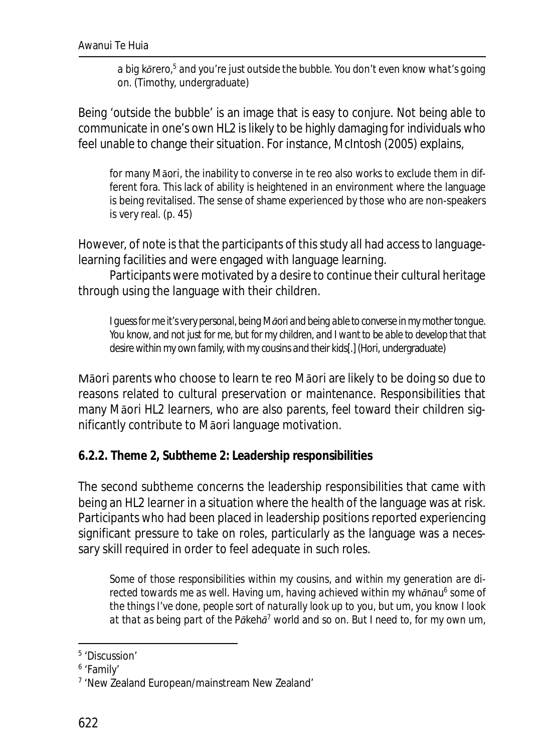> a big kōrero,[5] and you're just outside the bubble. You don't even know what's going on. (Timothy, undergraduate)

Being 'outside the bubble' is an image that is easy to conjure. Not being able to communicate in one's own HL2 is likely to be highly damaging for individuals who feel unable to change their situation. For instance, McIntosh (2005) explains,

> for many Māori, the inability to converse in te reo also works to exclude them in different fora. This lack of ability is heightened in an environment where the language is being revitalised. The sense of shame experienced by those who are non-speakers is very real. (p. 45)

However, of note is that the participants of this study all had access to language-learning facilities and were engaged with language learning.

Participants were motivated by a desire to continue their cultural heritage through using the language with their children.

> I guess for me it's very personal, being Māori and being able to converse in my mother tongue. You know, and not just for me, but for my children, and I want to be able to develop that that desire within my own family, with my cousins and their kids[.] (Hori, undergraduate)

Māori parents who choose to learn te reo Māori are likely to be doing so due to reasons related to cultural preservation or maintenance. Responsibilities that many Māori HL2 learners, who are also parents, feel toward their children significantly contribute to Māori language motivation.

**6.2.2. Theme 2, Subtheme 2: Leadership responsibilities**

The second subtheme concerns the leadership responsibilities that came with being an HL2 learner in a situation where the health of the language was at risk. Participants who had been placed in leadership positions reported experiencing significant pressure to take on roles, particularly as the language was a necessary skill required in order to feel adequate in such roles.

> Some of those responsibilities within my cousins, and within my generation are directed towards me as well. Having um, having achieved within my whānau[6] some of the things I've done, people sort of naturally look up to you, but um, you know I look at that as being part of the Pākehā[7] world and so on. But I need to, for my own um,

[5] 'Discussion'

[6] 'Family'

[7] 'New Zealand European/mainstream New Zealand'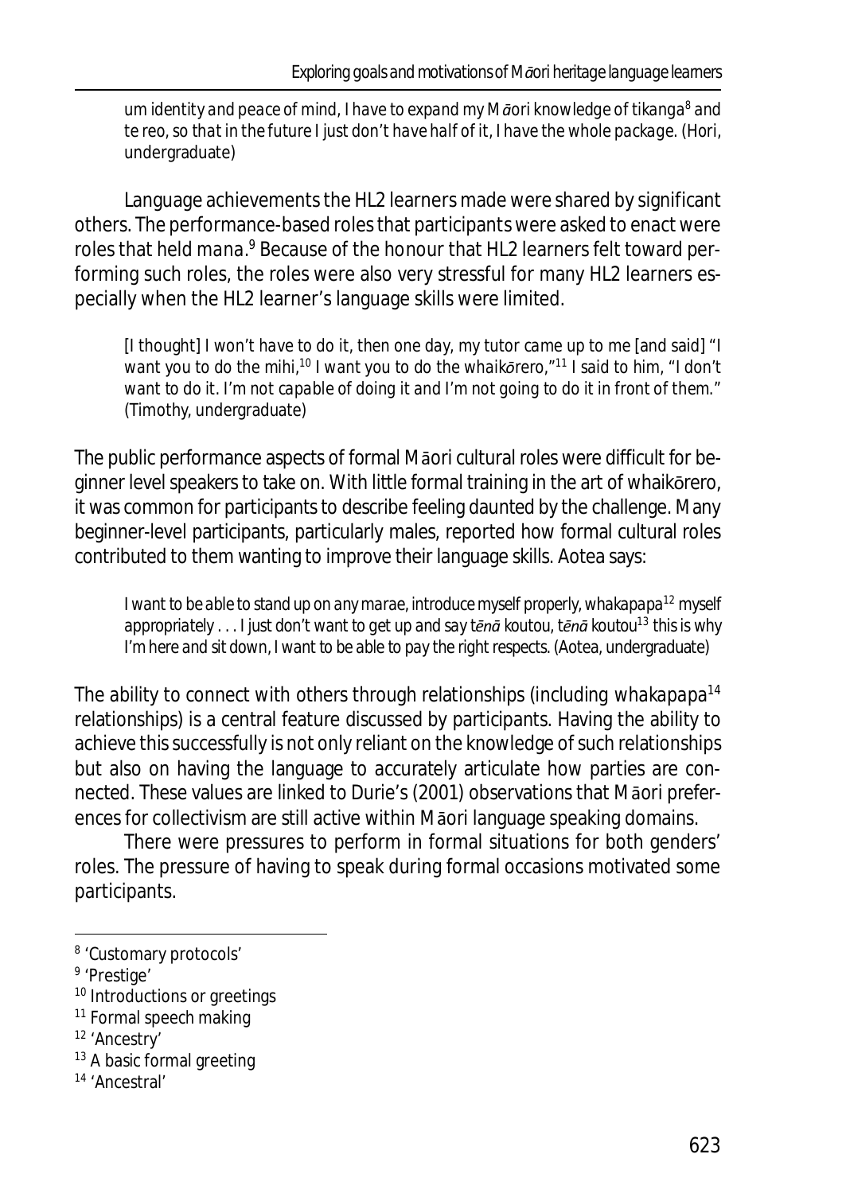> um identity and peace of mind, I have to expand my Māori knowledge of *tikanga*[8] and *te reo*, so that in the future I just don't have half of it, I have the whole package. (Hori, undergraduate)

Language achievements the HL2 learners made were shared by significant others. The performance-based roles that participants were asked to enact were roles that held *mana*.[9] Because of the honour that HL2 learners felt toward performing such roles, the roles were also very stressful for many HL2 learners especially when the HL2 learner's language skills were limited.

> [I thought] I won't have to do it, then one day, my tutor came up to me [and said] "I want you to do the *mihi*,[10] I want you to do the *whaikōrero*,"[11] I said to him, "I don't want to do it. I'm not capable of doing it and I'm not going to do it in front of them." (Timothy, undergraduate)

The public performance aspects of formal Māori cultural roles were difficult for beginner level speakers to take on. With little formal training in the art of whaikōrero, it was common for participants to describe feeling daunted by the challenge. Many beginner-level participants, particularly males, reported how formal cultural roles contributed to them wanting to improve their language skills. Aotea says:

> I want to be able to stand up on any marae, introduce myself properly, *whakapapa*[12] myself appropriately . . . I just don't want to get up and say *tēnā koutou, tēnā koutou*[13] this is why I'm here and sit down, I want to be able to pay the right respects. (Aotea, undergraduate)

The ability to connect with others through relationships (including *whakapapa*[14] relationships) is a central feature discussed by participants. Having the ability to achieve this successfully is not only reliant on the knowledge of such relationships but also on having the language to accurately articulate how parties are connected. These values are linked to Durie's (2001) observations that Māori preferences for collectivism are still active within Māori language speaking domains.

There were pressures to perform in formal situations for both genders' roles. The pressure of having to speak during formal occasions motivated some participants.

---

[8] 'Customary protocols'

[9] 'Prestige'

[10] Introductions or greetings

[11] Formal speech making

[12] 'Ancestry'

[13] A basic formal greeting

[14] 'Ancestral'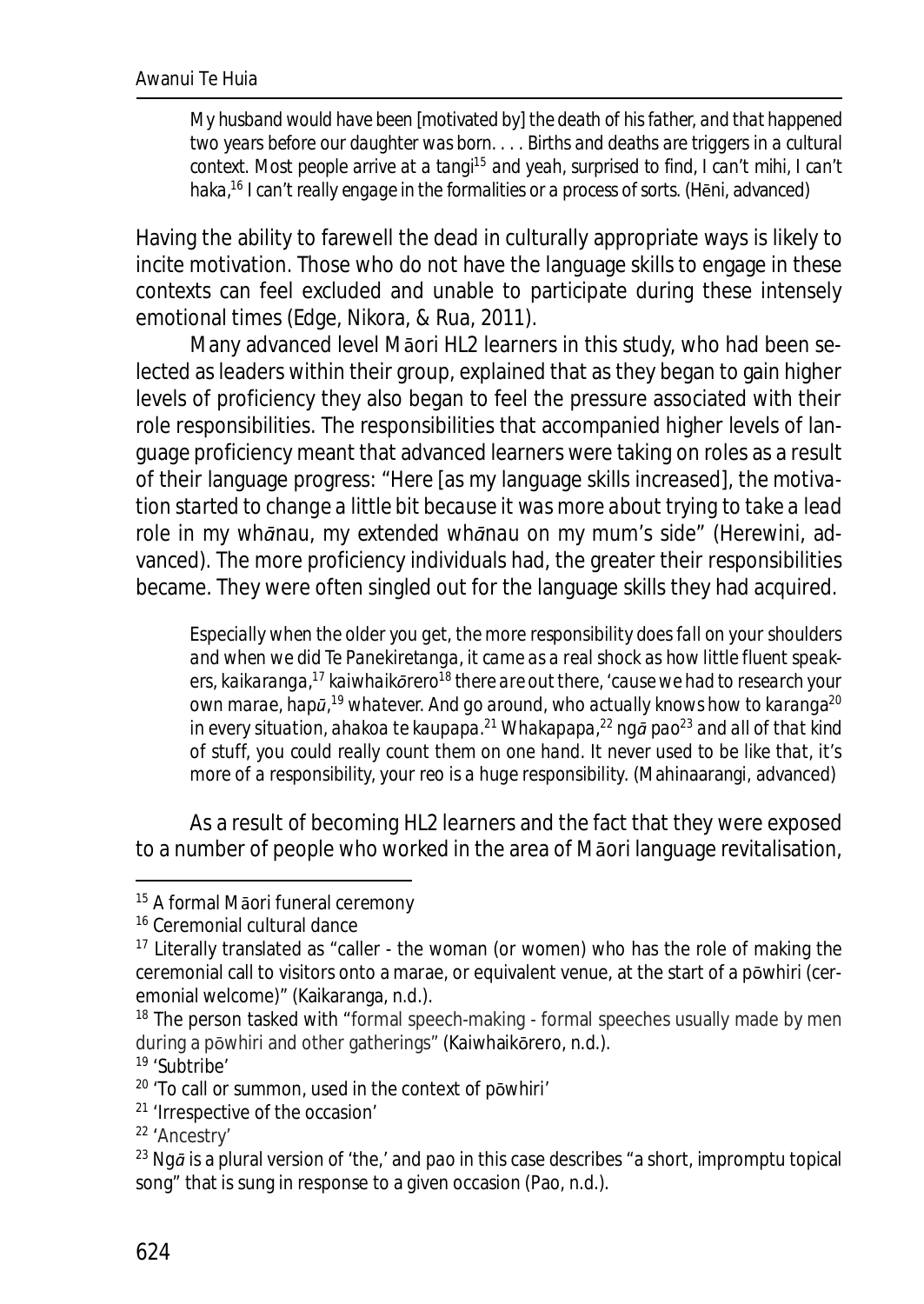> My husband would have been [motivated by] the death of his father, and that happened two years before our daughter was born. . . . Births and deaths are triggers in a cultural context. Most people arrive at a tangi[15] and yeah, surprised to find, I can't mihi, I can't haka,[16] I can't really engage in the formalities or a process of sorts. (Hēni, advanced)

Having the ability to farewell the dead in culturally appropriate ways is likely to incite motivation. Those who do not have the language skills to engage in these contexts can feel excluded and unable to participate during these intensely emotional times (Edge, Nikora, & Rua, 2011).

Many advanced level Māori HL2 learners in this study, who had been selected as leaders within their group, explained that as they began to gain higher levels of proficiency they also began to feel the pressure associated with their role responsibilities. The responsibilities that accompanied higher levels of language proficiency meant that advanced learners were taking on roles as a result of their language progress: "*Here [as my language skills increased], the motivation started to change a little bit because it was more about trying to take a lead role in my whānau, my extended whānau on my mum's side*" (Herewini, advanced). The more proficiency individuals had, the greater their responsibilities became. They were often singled out for the language skills they had acquired.

> *Especially when the older you get, the more responsibility does fall on your shoulders and when we did Te Panekiretanga, it came as a real shock as how little fluent speakers, kaikaranga,[17] kaiwhaikōrero[18] there are out there, 'cause we had to research your own marae, hapū,[19] whatever. And go around, who actually knows how to karanga[20] in every situation, ahakoa te kaupapa.[21] Whakapapa,[22] ngā pao[23] and all of that kind of stuff, you could really count them on one hand. It never used to be like that, it's more of a responsibility, your reo is a huge responsibility.* (Mahinaarangi, advanced)

As a result of becoming HL2 learners and the fact that they were exposed to a number of people who worked in the area of Māori language revitalisation,

---

[15] A formal Māori funeral ceremony

[16] Ceremonial cultural dance

[17] Literally translated as "caller - the woman (or women) who has the role of making the ceremonial call to visitors onto a marae, or equivalent venue, at the start of a pōwhiri (ceremonial welcome)" (Kaikaranga, n.d.).

[18] The person tasked with "formal speech-making - formal speeches usually made by men during a pōwhiri and other gatherings" (Kaiwhaikōrero, n.d.).

[19] 'Subtribe'

[20] 'To call or summon, used in the context of pōwhiri'

[21] 'Irrespective of the occasion'

[22] 'Ancestry'

[23] *Ngā* is a plural version of 'the,' and pao in this case describes "a short, impromptu topical song" that is sung in response to a given occasion (Pao, n.d.).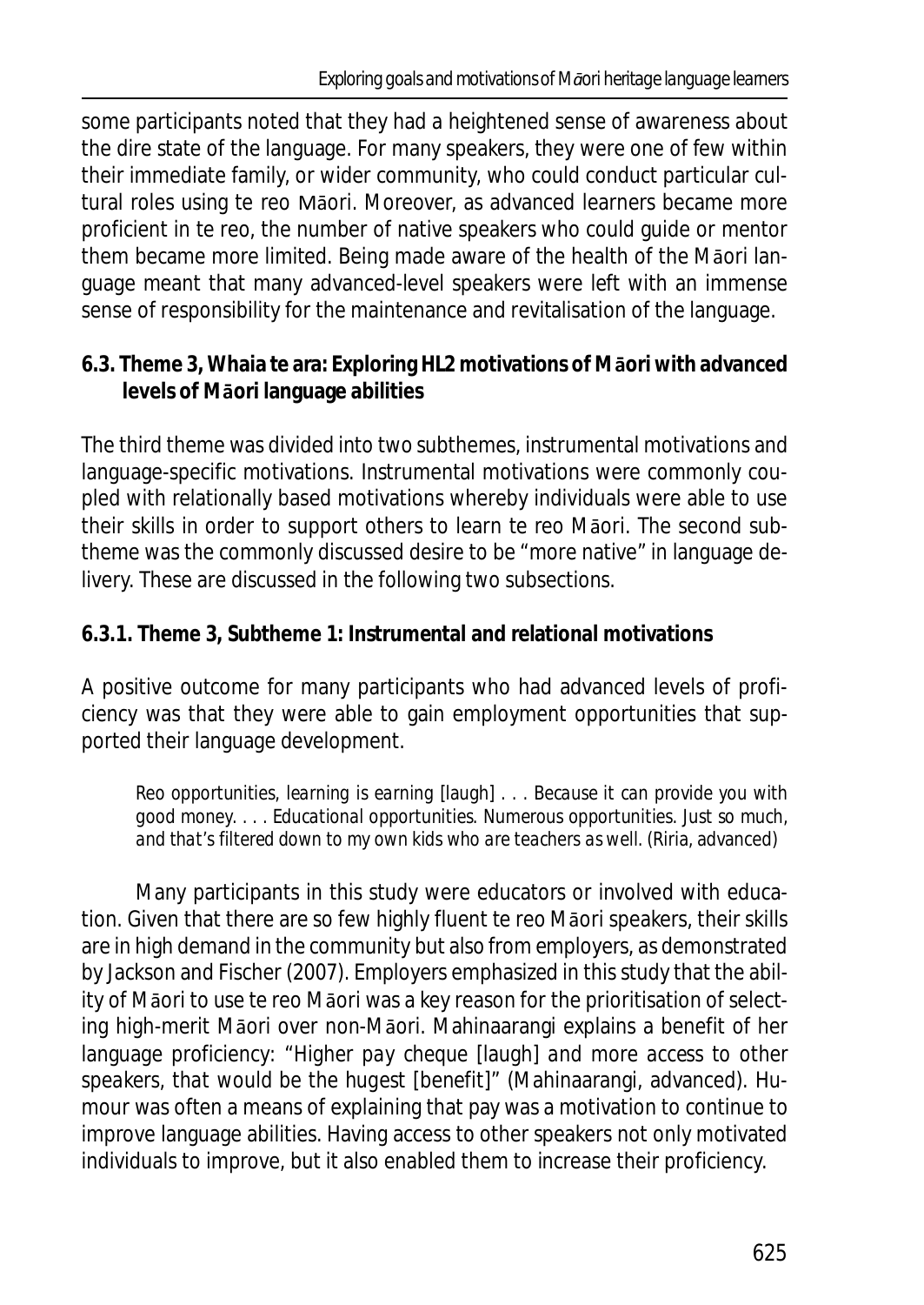some participants noted that they had a heightened sense of awareness about the dire state of the language. For many speakers, they were one of few within their immediate family, or wider community, who could conduct particular cultural roles using te reo Māori. Moreover, as advanced learners became more proficient in te reo, the number of native speakers who could guide or mentor them became more limited. Being made aware of the health of the Māori language meant that many advanced-level speakers were left with an immense sense of responsibility for the maintenance and revitalisation of the language.

### 6.3. Theme 3, Whaia te ara: Exploring HL2 motivations of Māori with advanced levels of Māori language abilities

The third theme was divided into two subthemes, instrumental motivations and language-specific motivations. Instrumental motivations were commonly coupled with relationally based motivations whereby individuals were able to use their skills in order to support others to learn te reo Māori. The second subtheme was the commonly discussed desire to be "more native" in language delivery. These are discussed in the following two subsections.

#### 6.3.1. Theme 3, Subtheme 1: Instrumental and relational motivations

A positive outcome for many participants who had advanced levels of proficiency was that they were able to gain employment opportunities that supported their language development.

> *Reo opportunities, learning is earning [laugh] . . . Because it can provide you with good money. . . . Educational opportunities. Numerous opportunities. Just so much, and that's filtered down to my own kids who are teachers as well.* (Riria, advanced)

Many participants in this study were educators or involved with education. Given that there are so few highly fluent te reo Māori speakers, their skills are in high demand in the community but also from employers, as demonstrated by Jackson and Fischer (2007). Employers emphasized in this study that the ability of Māori to use te reo Māori was a key reason for the prioritisation of selecting high-merit Māori over non-Māori. Mahinaarangi explains a benefit of her language proficiency: "*Higher pay cheque [laugh] and more access to other speakers, that would be the hugest [benefit]*" (Mahinaarangi, advanced). Humour was often a means of explaining that pay was a motivation to continue to improve language abilities. Having access to other speakers not only motivated individuals to improve, but it also enabled them to increase their proficiency.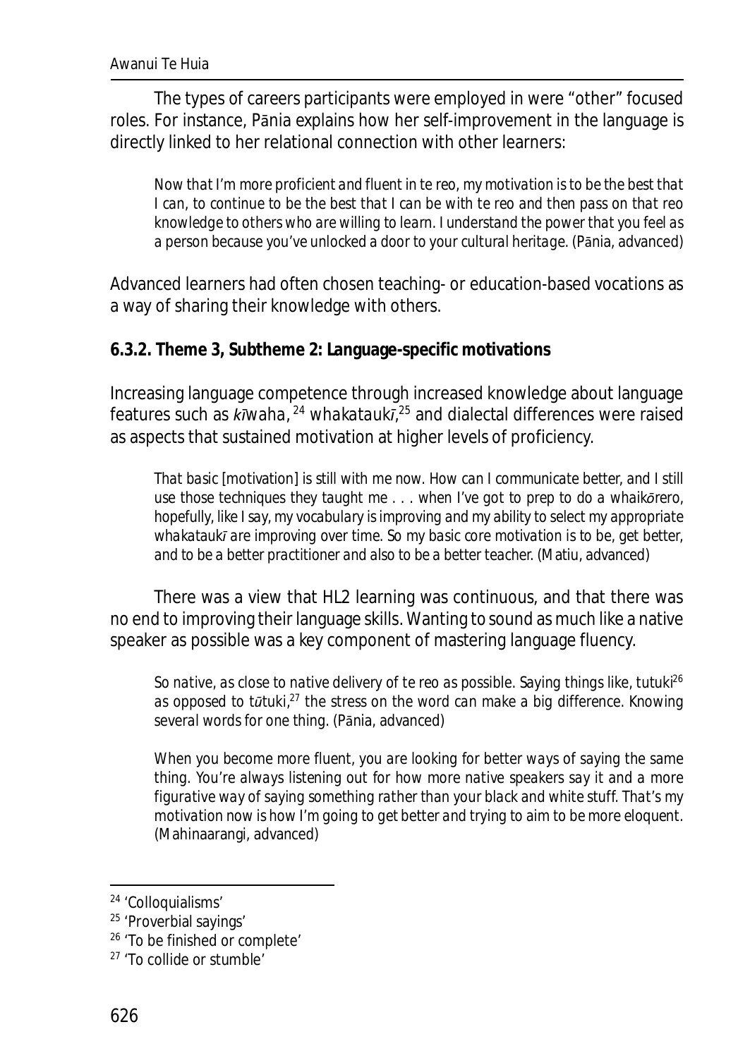The types of careers participants were employed in were "other" focused roles. For instance, Pānia explains how her self-improvement in the language is directly linked to her relational connection with other learners:

> *Now that I'm more proficient and fluent in te reo, my motivation is to be the best that I can, to continue to be the best that I can be with te reo and then pass on that reo knowledge to others who are willing to learn. I understand the power that you feel as a person because you've unlocked a door to your cultural heritage.* (Pānia, advanced)

Advanced learners had often chosen teaching- or education-based vocations as a way of sharing their knowledge with others.

**6.3.2. Theme 3, Subtheme 2: Language-specific motivations**

Increasing language competence through increased knowledge about language features such as *kīwaha*,[24] *whakataukī*,[25] and dialectal differences were raised as aspects that sustained motivation at higher levels of proficiency.

> *That basic [motivation] is still with me now. How can I communicate better, and I still use those techniques they taught me . . . when I've got to prep to do a whaikōrero, hopefully, like I say, my vocabulary is improving and my ability to select my appropriate whakataukī are improving over time. So my basic core motivation is to be, get better, and to be a better practitioner and also to be a better teacher.* (Matiu, advanced)

There was a view that HL2 learning was continuous, and that there was no end to improving their language skills. Wanting to sound as much like a native speaker as possible was a key component of mastering language fluency.

> *So native, as close to native delivery of te reo as possible. Saying things like, tutuki*[26] *as opposed to tūtuki,*[27] *the stress on the word can make a big difference. Knowing several words for one thing.* (Pānia, advanced)

> *When you become more fluent, you are looking for better ways of saying the same thing. You're always listening out for how more native speakers say it and a more figurative way of saying something rather than your black and white stuff. That's my motivation now is how I'm going to get better and trying to aim to be more eloquent.* (Mahinaarangi, advanced)

---

[24] 'Colloquialisms'

[25] 'Proverbial sayings'

[26] 'To be finished or complete'

[27] 'To collide or stumble'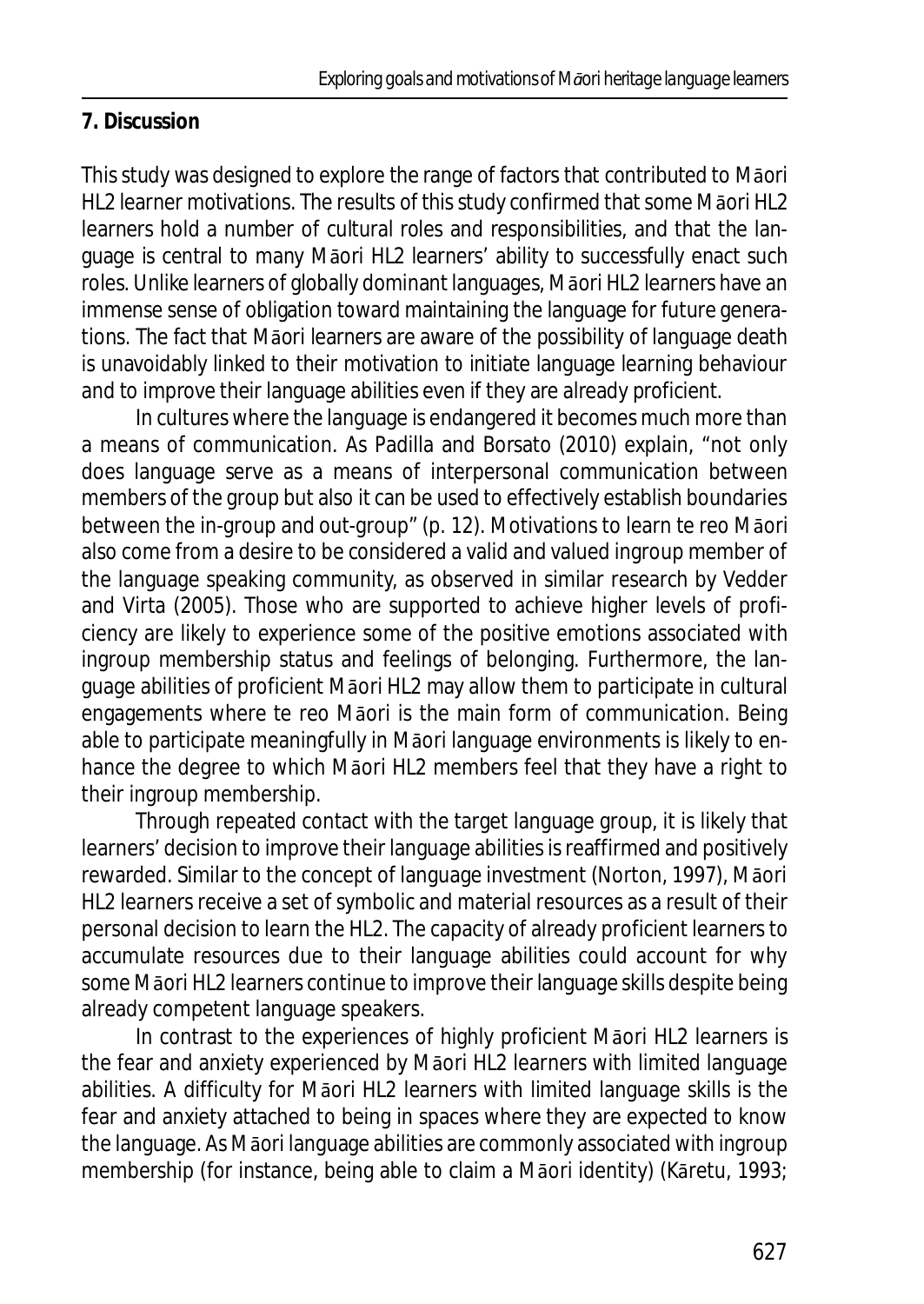**7. Discussion**

This study was designed to explore the range of factors that contributed to Māori HL2 learner motivations. The results of this study confirmed that some Māori HL2 learners hold a number of cultural roles and responsibilities, and that the language is central to many Māori HL2 learners' ability to successfully enact such roles. Unlike learners of globally dominant languages, Māori HL2 learners have an immense sense of obligation toward maintaining the language for future generations. The fact that Māori learners are aware of the possibility of language death is unavoidably linked to their motivation to initiate language learning behaviour and to improve their language abilities even if they are already proficient.

In cultures where the language is endangered it becomes much more than a means of communication. As Padilla and Borsato (2010) explain, "not only does language serve as a means of interpersonal communication between members of the group but also it can be used to effectively establish boundaries between the in-group and out-group" (p. 12). Motivations to learn te reo Māori also come from a desire to be considered a valid and valued ingroup member of the language speaking community, as observed in similar research by Vedder and Virta (2005). Those who are supported to achieve higher levels of proficiency are likely to experience some of the positive emotions associated with ingroup membership status and feelings of belonging. Furthermore, the language abilities of proficient Māori HL2 may allow them to participate in cultural engagements where te reo Māori is the main form of communication. Being able to participate meaningfully in Māori language environments is likely to enhance the degree to which Māori HL2 members feel that they have a right to their ingroup membership.

Through repeated contact with the target language group, it is likely that learners' decision to improve their language abilities is reaffirmed and positively rewarded. Similar to the concept of language investment (Norton, 1997), Māori HL2 learners receive a set of symbolic and material resources as a result of their personal decision to learn the HL2. The capacity of already proficient learners to accumulate resources due to their language abilities could account for why some Māori HL2 learners continue to improve their language skills despite being already competent language speakers.

In contrast to the experiences of highly proficient Māori HL2 learners is the fear and anxiety experienced by Māori HL2 learners with limited language abilities. A difficulty for Māori HL2 learners with limited language skills is the fear and anxiety attached to being in spaces where they are expected to know the language. As Māori language abilities are commonly associated with ingroup membership (for instance, being able to claim a Māori identity) (Kāretu, 1993;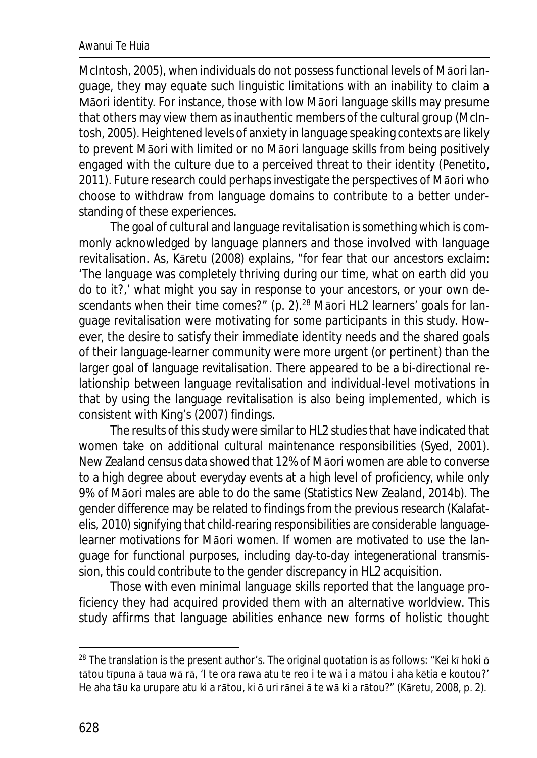McIntosh, 2005), when individuals do not possess functional levels of Māori language, they may equate such linguistic limitations with an inability to claim a Māori identity. For instance, those with low Māori language skills may presume that others may view them as inauthentic members of the cultural group (McIntosh, 2005). Heightened levels of anxiety in language speaking contexts are likely to prevent Māori with limited or no Māori language skills from being positively engaged with the culture due to a perceived threat to their identity (Penetito, 2011). Future research could perhaps investigate the perspectives of Māori who choose to withdraw from language domains to contribute to a better understanding of these experiences.

The goal of cultural and language revitalisation is something which is commonly acknowledged by language planners and those involved with language revitalisation. As, Kāretu (2008) explains, "for fear that our ancestors exclaim: 'The language was completely thriving during our time, what on earth did you do to it?,' what might you say in response to your ancestors, or your own descendants when their time comes?" (p. 2).[28] Māori HL2 learners' goals for language revitalisation were motivating for some participants in this study. However, the desire to satisfy their immediate identity needs and the shared goals of their language-learner community were more urgent (or pertinent) than the larger goal of language revitalisation. There appeared to be a bi-directional relationship between language revitalisation and individual-level motivations in that by using the language revitalisation is also being implemented, which is consistent with King's (2007) findings.

The results of this study were similar to HL2 studies that have indicated that women take on additional cultural maintenance responsibilities (Syed, 2001). New Zealand census data showed that 12% of Māori women are able to converse to a high degree about everyday events at a high level of proficiency, while only 9% of Māori males are able to do the same (Statistics New Zealand, 2014b). The gender difference may be related to findings from the previous research (Kalafatelis, 2010) signifying that child-rearing responsibilities are considerable language-learner motivations for Māori women. If women are motivated to use the language for functional purposes, including day-to-day integenerational transmission, this could contribute to the gender discrepancy in HL2 acquisition.

Those with even minimal language skills reported that the language proficiency they had acquired provided them with an alternative worldview. This study affirms that language abilities enhance new forms of holistic thought

[28] The translation is the present author's. The original quotation is as follows: "Kei kī hoki ō tātou tīpuna ā taua wā rā, 'I te ora rawa atu te reo i te wā i a mātou i aha kētia e koutou?' He aha tāu ka urupare atu ki a rātou, ki ō uri rānei ā te wā ki a rātou?" (Kāretu, 2008, p. 2).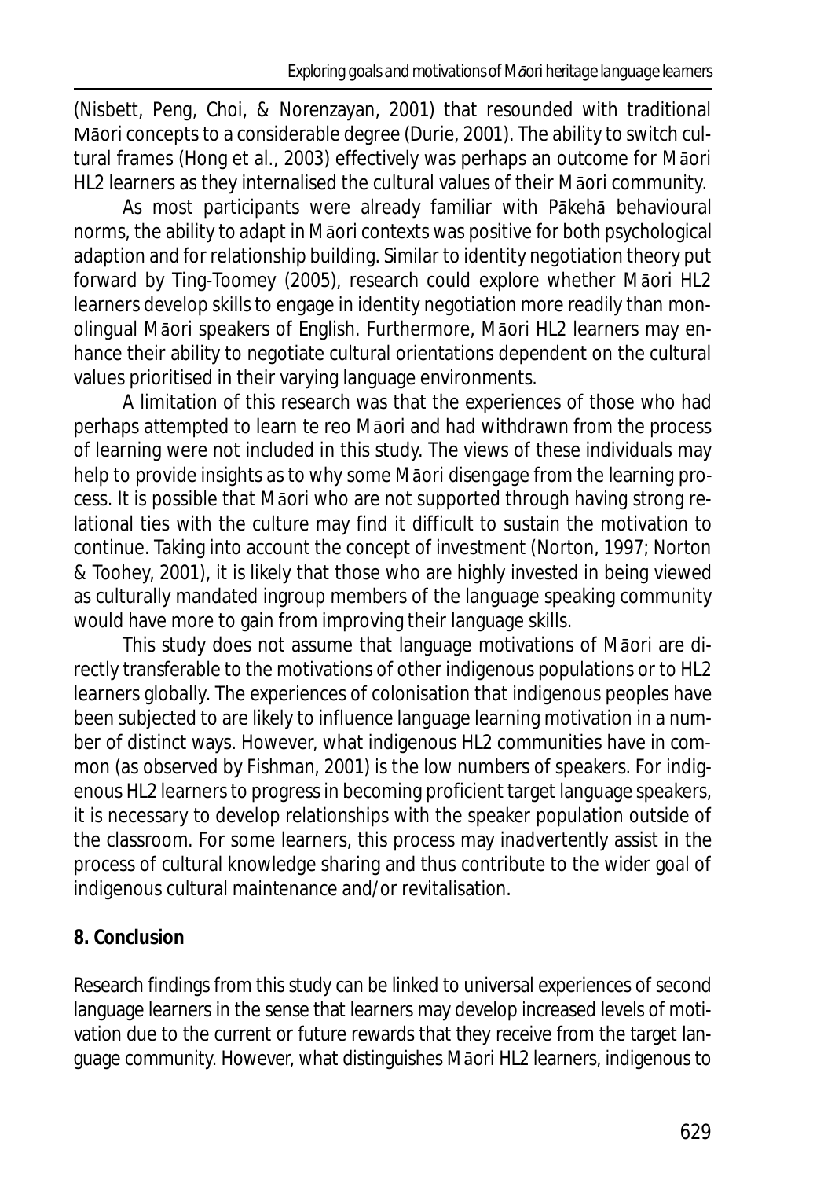(Nisbett, Peng, Choi, & Norenzayan, 2001) that resounded with traditional Māori concepts to a considerable degree (Durie, 2001). The ability to switch cultural frames (Hong et al., 2003) effectively was perhaps an outcome for Māori HL2 learners as they internalised the cultural values of their Māori community.

As most participants were already familiar with Pākehā behavioural norms, the ability to adapt in Māori contexts was positive for both psychological adaption and for relationship building. Similar to identity negotiation theory put forward by Ting-Toomey (2005), research could explore whether Māori HL2 learners develop skills to engage in identity negotiation more readily than monolingual Māori speakers of English. Furthermore, Māori HL2 learners may enhance their ability to negotiate cultural orientations dependent on the cultural values prioritised in their varying language environments.

A limitation of this research was that the experiences of those who had perhaps attempted to learn te reo Māori and had withdrawn from the process of learning were not included in this study. The views of these individuals may help to provide insights as to why some Māori disengage from the learning process. It is possible that Māori who are not supported through having strong relational ties with the culture may find it difficult to sustain the motivation to continue. Taking into account the concept of investment (Norton, 1997; Norton & Toohey, 2001), it is likely that those who are highly invested in being viewed as culturally mandated ingroup members of the language speaking community would have more to gain from improving their language skills.

This study does not assume that language motivations of Māori are directly transferable to the motivations of other indigenous populations or to HL2 learners globally. The experiences of colonisation that indigenous peoples have been subjected to are likely to influence language learning motivation in a number of distinct ways. However, what indigenous HL2 communities have in common (as observed by Fishman, 2001) is the low numbers of speakers. For indigenous HL2 learners to progress in becoming proficient target language speakers, it is necessary to develop relationships with the speaker population outside of the classroom. For some learners, this process may inadvertently assist in the process of cultural knowledge sharing and thus contribute to the wider goal of indigenous cultural maintenance and/or revitalisation.

## 8. Conclusion

Research findings from this study can be linked to universal experiences of second language learners in the sense that learners may develop increased levels of motivation due to the current or future rewards that they receive from the target language community. However, what distinguishes Māori HL2 learners, indigenous to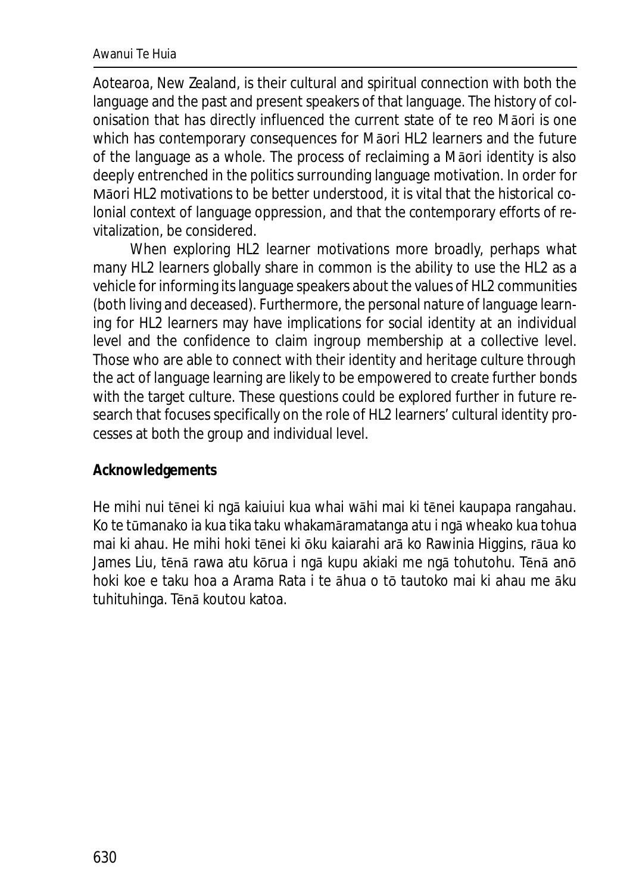Aotearoa, New Zealand, is their cultural and spiritual connection with both the language and the past and present speakers of that language. The history of colonisation that has directly influenced the current state of te reo Māori is one which has contemporary consequences for Māori HL2 learners and the future of the language as a whole. The process of reclaiming a Māori identity is also deeply entrenched in the politics surrounding language motivation. In order for Māori HL2 motivations to be better understood, it is vital that the historical colonial context of language oppression, and that the contemporary efforts of revitalization, be considered.

When exploring HL2 learner motivations more broadly, perhaps what many HL2 learners globally share in common is the ability to use the HL2 as a vehicle for informing its language speakers about the values of HL2 communities (both living and deceased). Furthermore, the personal nature of language learning for HL2 learners may have implications for social identity at an individual level and the confidence to claim ingroup membership at a collective level. Those who are able to connect with their identity and heritage culture through the act of language learning are likely to be empowered to create further bonds with the target culture. These questions could be explored further in future research that focuses specifically on the role of HL2 learners' cultural identity processes at both the group and individual level.

**Acknowledgements**

He mihi nui tēnei ki ngā kaiuiui kua whai wāhi mai ki tēnei kaupapa rangahau. Ko te tūmanako ia kua tika taku whakamāramatanga atu i ngā wheako kua tohua mai ki ahau. He mihi hoki tēnei ki ōku kaiarahi arā ko Rawinia Higgins, rāua ko James Liu, tēnā rawa atu kōrua i ngā kupu akiaki me ngā tohutohu. Tēnā anō hoki koe e taku hoa a Arama Rata i te āhua o tō tautoko mai ki ahau me āku tuhituhinga. Tēnā koutou katoa.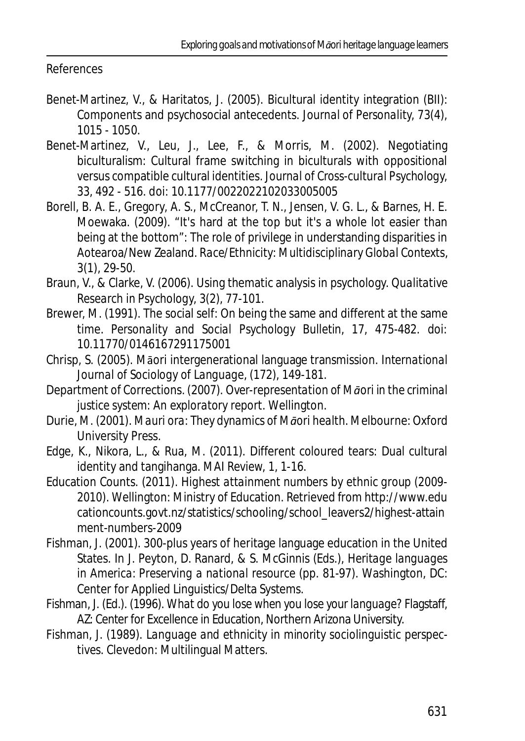References

Benet-Martinez, V., & Haritatos, J. (2005). Bicultural identity integration (BII): Components and psychosocial antecedents. *Journal of Personality*, 73(4), 1015 - 1050.

Benet-Martinez, V., Leu, J., Lee, F., & Morris, M. (2002). Negotiating biculturalism: Cultural frame switching in biculturals with oppositional versus compatible cultural identities. *Journal of Cross-cultural Psychology*, 33, 492 - 516. doi: 10.1177/0022022102033005005

Borell, B. A. E., Gregory, A. S., McCreanor, T. N., Jensen, V. G. L., & Barnes, H. E. Moewaka. (2009). "It's hard at the top but it's a whole lot easier than being at the bottom": The role of privilege in understanding disparities in Aotearoa/New Zealand. *Race/Ethnicity: Multidisciplinary Global Contexts*, 3(1), 29-50.

Braun, V., & Clarke, V. (2006). Using thematic analysis in psychology. *Qualitative Research in Psychology*, 3(2), 77-101.

Brewer, M. (1991). The social self: On being the same and different at the same time. *Personality and Social Psychology Bulletin*, 17, 475-482. doi: 10.11770/0146167291175001

Chrisp, S. (2005). Māori intergenerational language transmission. *International Journal of Sociology of Language*, (172), 149-181.

Department of Corrections. (2007). *Over-representation of Māori in the criminal justice system: An exploratory report*. Wellington.

Durie, M. (2001). *Mauri ora: They dynamics of Māori health*. Melbourne: Oxford University Press.

Edge, K., Nikora, L., & Rua, M. (2011). Different coloured tears: Dual cultural identity and tangihanga. *MAI Review*, 1, 1-16.

Education Counts. (2011). *Highest attainment numbers by ethnic group (2009-2010)*. Wellington: Ministry of Education. Retrieved from http://www.educationcounts.govt.nz/statistics/schooling/school_leavers2/highest-attainment-numbers-2009

Fishman, J. (2001). 300-plus years of heritage language education in the United States. In J. Peyton, D. Ranard, & S. McGinnis (Eds.), *Heritage languages in America: Preserving a national resource* (pp. 81-97). Washington, DC: Center for Applied Linguistics/Delta Systems.

Fishman, J. (Ed.). (1996). *What do you lose when you lose your language?* Flagstaff, AZ: Center for Excellence in Education, Northern Arizona University.

Fishman, J. (1989). *Language and ethnicity in minority sociolinguistic perspectives*. Clevedon: Multilingual Matters.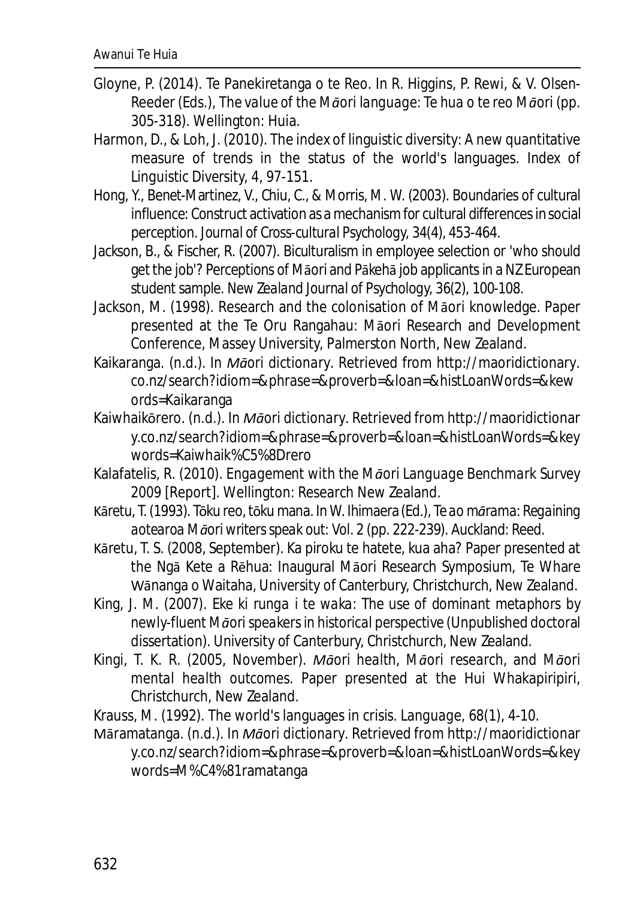Gloyne, P. (2014). Te Panekiretanga o te Reo. In R. Higgins, P. Rewi, & V. Olsen-Reeder (Eds.), *The value of the Māori language: Te hua o te reo Māori* (pp. 305-318). Wellington: Huia.

Harmon, D., & Loh, J. (2010). The index of linguistic diversity: A new quantitative measure of trends in the status of the world's languages. *Index of Linguistic Diversity, 4*, 97-151.

Hong, Y., Benet-Martinez, V., Chiu, C., & Morris, M. W. (2003). Boundaries of cultural influence: Construct activation as a mechanism for cultural differences in social perception. *Journal of Cross-cultural Psychology, 34*(4), 453-464.

Jackson, B., & Fischer, R. (2007). Biculturalism in employee selection or 'who should get the job'? Perceptions of Māori and Pākehā job applicants in a NZ European student sample. *New Zealand Journal of Psychology, 36*(2), 100-108.

Jackson, M. (1998). Research and the colonisation of Māori knowledge. Paper presented at the Te Oru Rangahau: Māori Research and Development Conference, Massey University, Palmerston North, New Zealand.

Kaikaranga. (n.d.). In *Māori dictionary*. Retrieved from http://maoridictionary.co.nz/search?idiom=&phrase=&proverb=&loan=&histLoanWords=&kewords=Kaikaranga

Kaiwhaikōrero. (n.d.). In *Māori dictionary*. Retrieved from http://maoridictionary.co.nz/search?idiom=&phrase=&proverb=&loan=&histLoanWords=&keywords=Kaiwhaik%C5%8Drero

Kalafatelis, R. (2010). *Engagement with the Māori Language Benchmark Survey 2009* [Report]. Wellington: Research New Zealand.

Kāretu, T. (1993). Tōku reo, tōku mana. In W. Ihimaera (Ed.), *Te ao mārama: Regaining aotearoa Māori writers speak out: Vol. 2* (pp. 222-239). Auckland: Reed.

Kāretu, T. S. (2008, September). Ka piroku te hatete, kua aha? Paper presented at the Ngā Kete a Rēhua: Inaugural Māori Research Symposium, Te Whare Wānanga o Waitaha, University of Canterbury, Christchurch, New Zealand.

King, J. M. (2007). *Eke ki runga i te waka: The use of dominant metaphors by newly-fluent Māori speakers in historical perspective* (Unpublished doctoral dissertation). University of Canterbury, Christchurch, New Zealand.

Kingi, T. K. R. (2005, November). *Māori health, Māori research, and Māori mental health outcomes*. Paper presented at the Hui Whakapiripiri, Christchurch, New Zealand.

Krauss, M. (1992). The world's languages in crisis. *Language, 68*(1), 4-10.

Māramatanga. (n.d.). In *Māori dictionary*. Retrieved from http://maoridictionary.co.nz/search?idiom=&phrase=&proverb=&loan=&histLoanWords=&keywords=M%C4%81ramatanga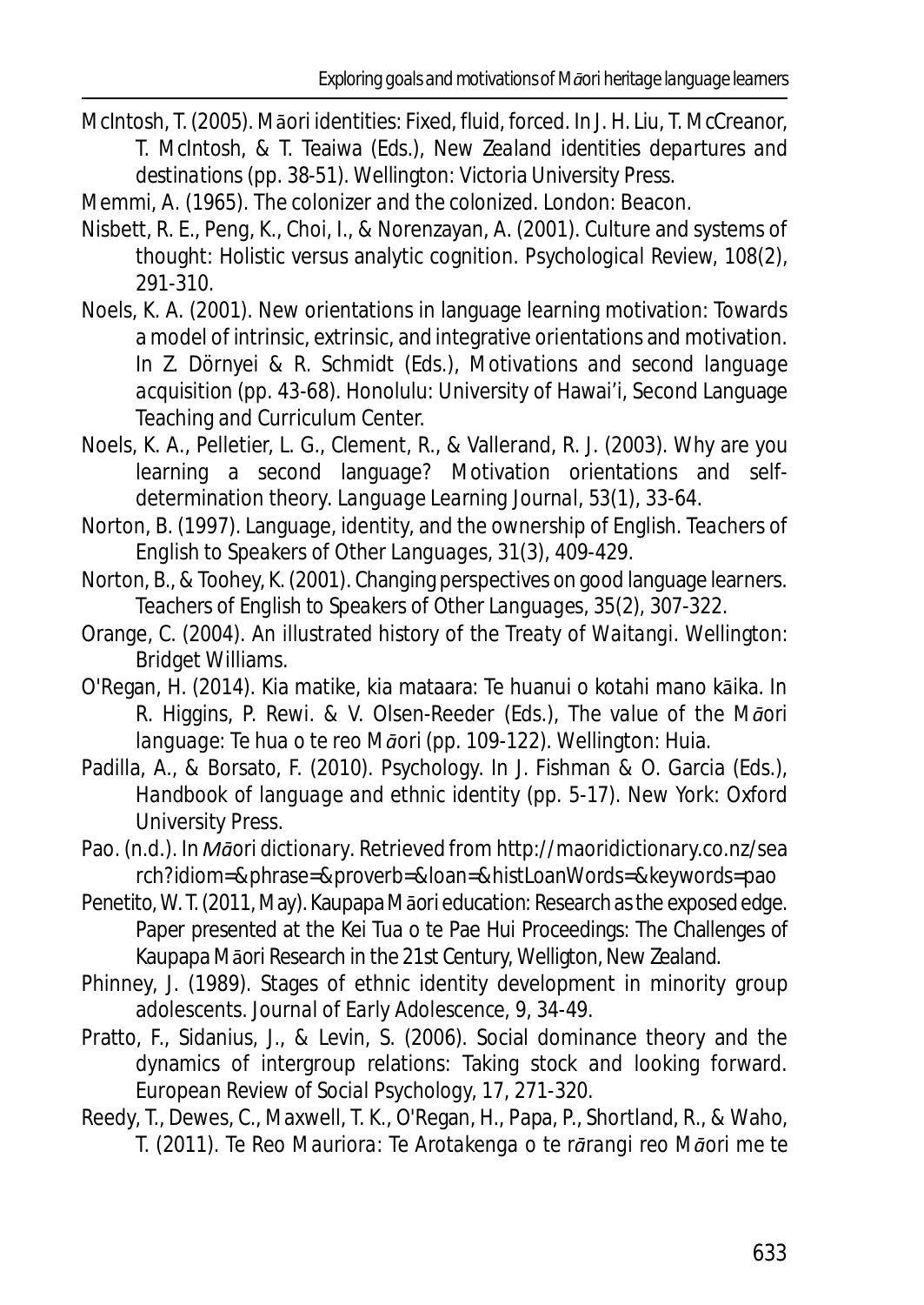McIntosh, T. (2005). Māori identities: Fixed, fluid, forced. In J. H. Liu, T. McCreanor, T. McIntosh, & T. Teaiwa (Eds.), *New Zealand identities departures and destinations* (pp. 38-51). Wellington: Victoria University Press.

Memmi, A. (1965). *The colonizer and the colonized*. London: Beacon.

Nisbett, R. E., Peng, K., Choi, I., & Norenzayan, A. (2001). Culture and systems of thought: Holistic versus analytic cognition. *Psychological Review, 108*(2), 291-310.

Noels, K. A. (2001). New orientations in language learning motivation: Towards a model of intrinsic, extrinsic, and integrative orientations and motivation. In Z. Dörnyei & R. Schmidt (Eds.), *Motivations and second language acquisition* (pp. 43-68). Honolulu: University of Hawai'i, Second Language Teaching and Curriculum Center.

Noels, K. A., Pelletier, L. G., Clement, R., & Vallerand, R. J. (2003). Why are you learning a second language? Motivation orientations and self-determination theory. *Language Learning Journal, 53*(1), 33-64.

Norton, B. (1997). Language, identity, and the ownership of English. *Teachers of English to Speakers of Other Languages, 31*(3), 409-429.

Norton, B., & Toohey, K. (2001). Changing perspectives on good language learners. *Teachers of English to Speakers of Other Languages, 35*(2), 307-322.

Orange, C. (2004). *An illustrated history of the Treaty of Waitangi*. Wellington: Bridget Williams.

O'Regan, H. (2014). Kia matike, kia mataara: Te huanui o kotahi mano kāika. In R. Higgins, P. Rewi. & V. Olsen-Reeder (Eds.), *The value of the Māori language: Te hua o te reo Māori* (pp. 109-122). Wellington: Huia.

Padilla, A., & Borsato, F. (2010). Psychology. In J. Fishman & O. Garcia (Eds.), *Handbook of language and ethnic identity* (pp. 5-17). New York: Oxford University Press.

Pao. (n.d.). In *Māori dictionary*. Retrieved from http://maoridictionary.co.nz/search?idiom=&phrase=&proverb=&loan=&histLoanWords=&keywords=pao

Penetito, W. T. (2011, May). Kaupapa Māori education: Research as the exposed edge. Paper presented at the Kei Tua o te Pae Hui Proceedings: The Challenges of Kaupapa Māori Research in the 21st Century, Welligton, New Zealand.

Phinney, J. (1989). Stages of ethnic identity development in minority group adolescents. *Journal of Early Adolescence, 9*, 34-49.

Pratto, F., Sidanius, J., & Levin, S. (2006). Social dominance theory and the dynamics of intergroup relations: Taking stock and looking forward. *European Review of Social Psychology, 17*, 271-320.

Reedy, T., Dewes, C., Maxwell, T. K., O'Regan, H., Papa, P., Shortland, R., & Waho, T. (2011). *Te Reo Mauriora: Te Arotakenga o te rārangi reo Māori me te*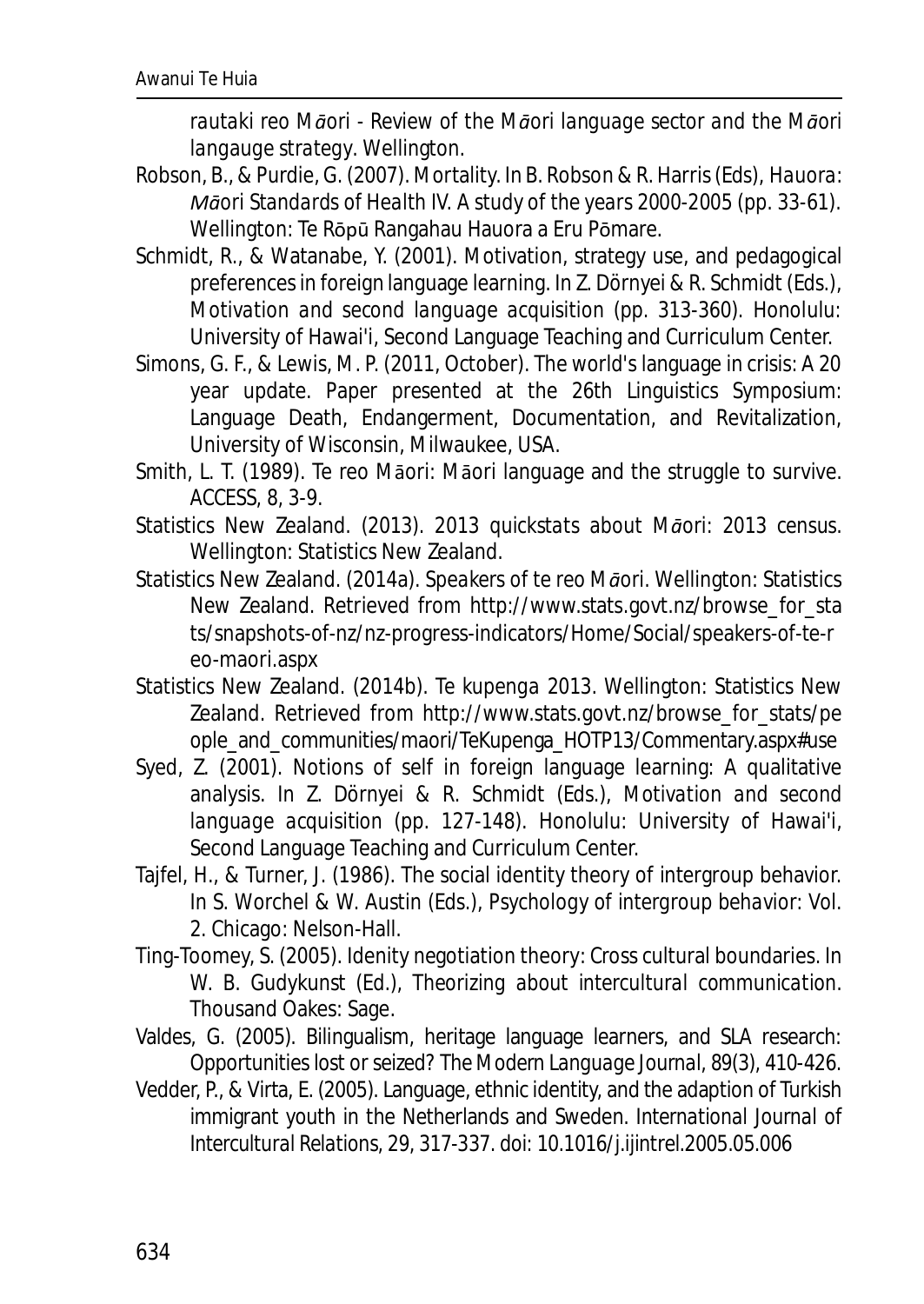*rautaki reo Māori - Review of the Māori language sector and the Māori langauge strategy*. Wellington.

Robson, B., & Purdie, G. (2007). Mortality. In B. Robson & R. Harris (Eds), *Hauora: Māori Standards of Health IV. A study of the years 2000-2005* (pp. 33-61). Wellington: Te Rōpū Rangahau Hauora a Eru Pōmare.

Schmidt, R., & Watanabe, Y. (2001). Motivation, strategy use, and pedagogical preferences in foreign language learning. In Z. Dörnyei & R. Schmidt (Eds.), *Motivation and second language acquisition* (pp. 313-360). Honolulu: University of Hawai'i, Second Language Teaching and Curriculum Center.

Simons, G. F., & Lewis, M. P. (2011, October). The world's language in crisis: A 20 year update. Paper presented at the 26th Linguistics Symposium: Language Death, Endangerment, Documentation, and Revitalization, University of Wisconsin, Milwaukee, USA.

Smith, L. T. (1989). Te reo Māori: Māori language and the struggle to survive. *ACCESS*, 8, 3-9.

Statistics New Zealand. (2013). *2013 quickstats about Māori: 2013 census*. Wellington: Statistics New Zealand.

Statistics New Zealand. (2014a). *Speakers of te reo Māori*. Wellington: Statistics New Zealand. Retrieved from http://www.stats.govt.nz/browse_for_stats/snapshots-of-nz/nz-progress-indicators/Home/Social/speakers-of-te-reo-maori.aspx

Statistics New Zealand. (2014b). *Te kupenga 2013*. Wellington: Statistics New Zealand. Retrieved from http://www.stats.govt.nz/browse_for_stats/people_and_communities/maori/TeKupenga_HOTP13/Commentary.aspx#use

Syed, Z. (2001). Notions of self in foreign language learning: A qualitative analysis. In Z. Dörnyei & R. Schmidt (Eds.), *Motivation and second language acquisition* (pp. 127-148). Honolulu: University of Hawai'i, Second Language Teaching and Curriculum Center.

Tajfel, H., & Turner, J. (1986). The social identity theory of intergroup behavior. In S. Worchel & W. Austin (Eds.), *Psychology of intergroup behavior: Vol. 2*. Chicago: Nelson-Hall.

Ting-Toomey, S. (2005). Idenity negotiation theory: Cross cultural boundaries. In W. B. Gudykunst (Ed.), *Theorizing about intercultural communication*. Thousand Oakes: Sage.

Valdes, G. (2005). Bilingualism, heritage language learners, and SLA research: Opportunities lost or seized? *The Modern Language Journal*, 89(3), 410-426.

Vedder, P., & Virta, E. (2005). Language, ethnic identity, and the adaption of Turkish immigrant youth in the Netherlands and Sweden. *International Journal of Intercultural Relations*, 29, 317-337. doi: 10.1016/j.ijintrel.2005.05.006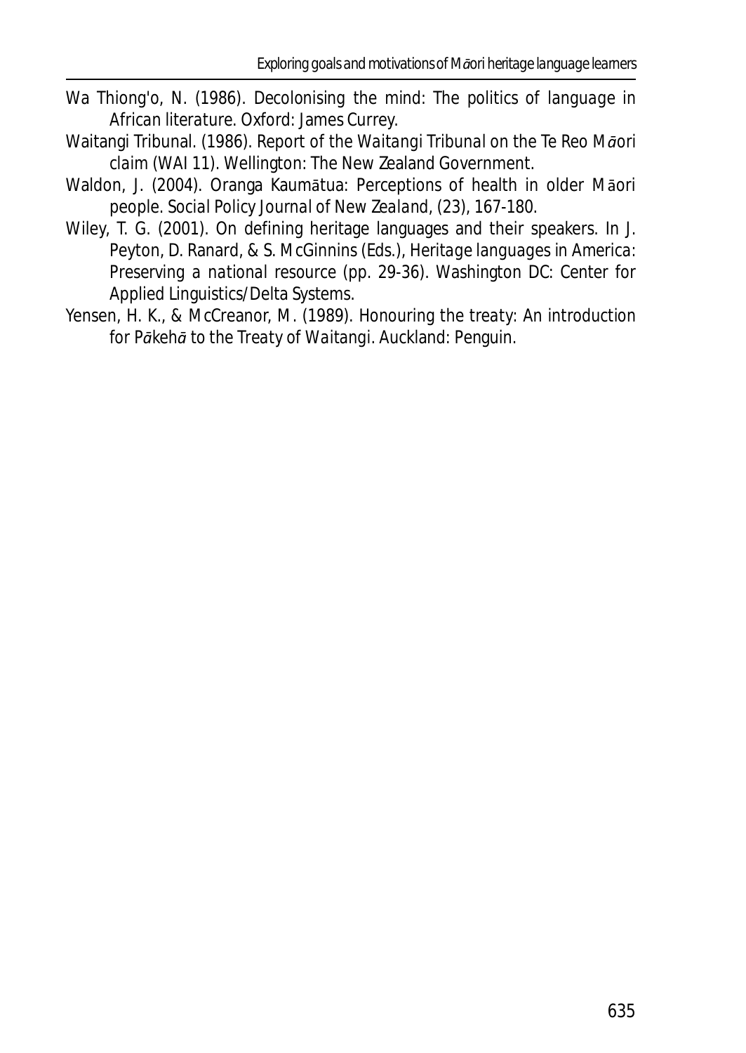Wa Thiong'o, N. (1986). *Decolonising the mind: The politics of language in African literature*. Oxford: James Currey.

Waitangi Tribunal. (1986). *Report of the Waitangi Tribunal on the Te Reo Māori claim (WAI 11)*. Wellington: The New Zealand Government.

Waldon, J. (2004). Oranga Kaumātua: Perceptions of health in older Māori people. *Social Policy Journal of New Zealand*, (23), 167-180.

Wiley, T. G. (2001). On defining heritage languages and their speakers. In J. Peyton, D. Ranard, & S. McGinnins (Eds.), *Heritage languages in America: Preserving a national resource* (pp. 29-36). Washington DC: Center for Applied Linguistics/Delta Systems.

Yensen, H. K., & McCreanor, M. (1989). *Honouring the treaty: An introduction for Pākehā to the Treaty of Waitangi*. Auckland: Penguin.